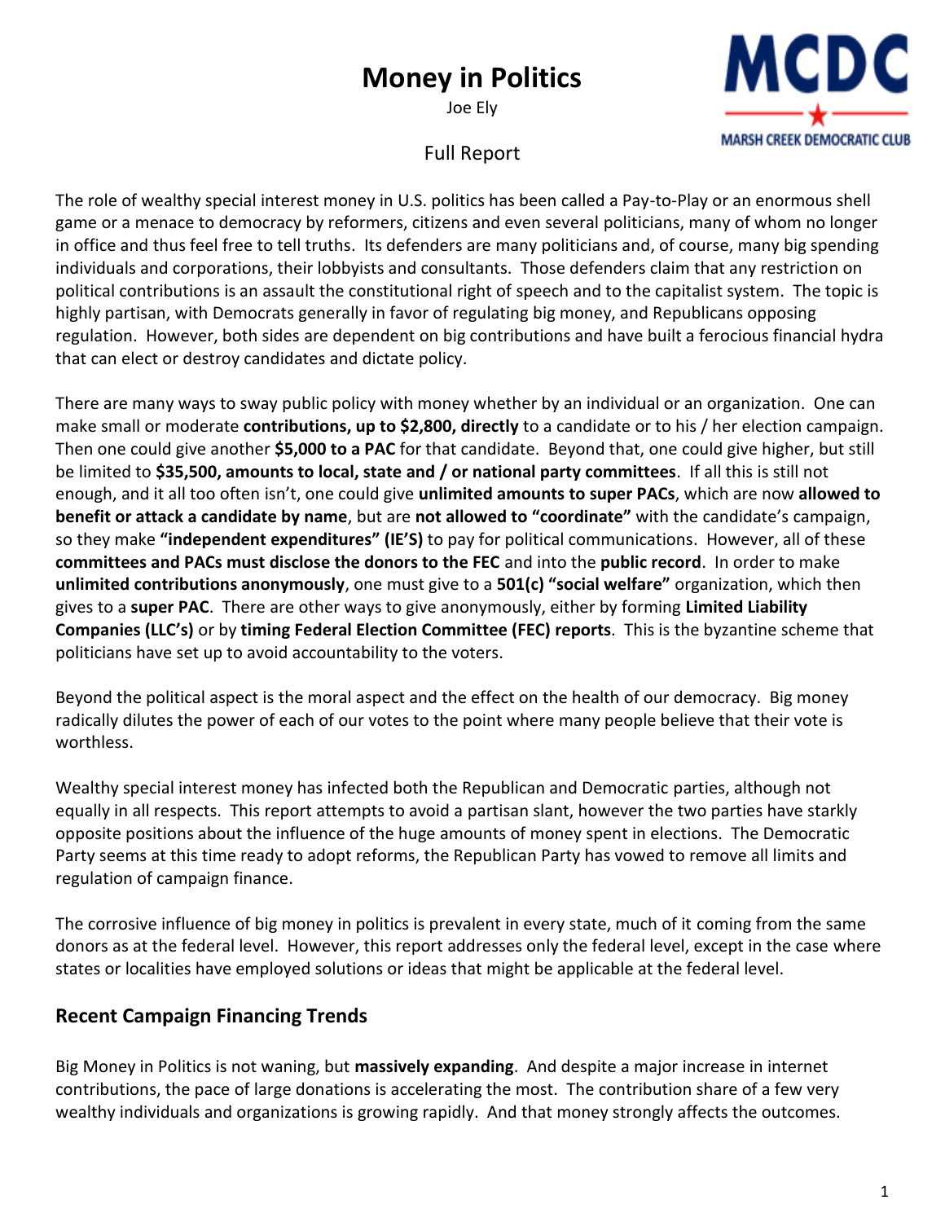# Money in Politics

Joe Ely

MCDC

MARSH CREEK DEMOCRATIC CLUB

Full Report

The role of wealthy special interest money in U.S. politics has been called a Pay-to-Play or an enormous shell game or a menace to democracy by reformers, citizens and even several politicians, many of whom no longer in office and thus feel free to tell truths. Its defenders are many politicians and, of course, many big spending individuals and corporations, their lobbyists and consultants. Those defenders claim that any restriction on political contributions is an assault the constitutional right of speech and to the capitalist system. The topic is highly partisan, with Democrats generally in favor of regulating big money, and Republicans opposing regulation. However, both sides are dependent on big contributions and have built a ferocious financial hydra that can elect or destroy candidates and dictate policy.

There are many ways to sway public policy with money whether by an individual or an organization. One can make small or moderate **contributions, up to $2,800, directly** to a candidate or to his / her election campaign. Then one could give another **$5,000 to a PAC** for that candidate. Beyond that, one could give higher, but still be limited to **$35,500, amounts to local, state and / or national party committees**. If all this is still not enough, and it all too often isn't, one could give **unlimited amounts to super PACs**, which are now **allowed to benefit or attack a candidate by name**, but are **not allowed to "coordinate"** with the candidate's campaign, so they make **"independent expenditures" (IE'S)** to pay for political communications. However, all of these **committees and PACs must disclose the donors to the FEC** and into the **public record**. In order to make **unlimited contributions anonymously**, one must give to a **501(c) "social welfare"** organization, which then gives to a **super PAC**. There are other ways to give anonymously, either by forming **Limited Liability Companies (LLC's)** or by **timing Federal Election Committee (FEC) reports**. This is the byzantine scheme that politicians have set up to avoid accountability to the voters.

Beyond the political aspect is the moral aspect and the effect on the health of our democracy. Big money radically dilutes the power of each of our votes to the point where many people believe that their vote is worthless.

Wealthy special interest money has infected both the Republican and Democratic parties, although not equally in all respects. This report attempts to avoid a partisan slant, however the two parties have starkly opposite positions about the influence of the huge amounts of money spent in elections. The Democratic Party seems at this time ready to adopt reforms, the Republican Party has vowed to remove all limits and regulation of campaign finance.

The corrosive influence of big money in politics is prevalent in every state, much of it coming from the same donors as at the federal level. However, this report addresses only the federal level, except in the case where states or localities have employed solutions or ideas that might be applicable at the federal level.

## Recent Campaign Financing Trends

Big Money in Politics is not waning, but **massively expanding**. And despite a major increase in internet contributions, the pace of large donations is accelerating the most. The contribution share of a few very wealthy individuals and organizations is growing rapidly. And that money strongly affects the outcomes.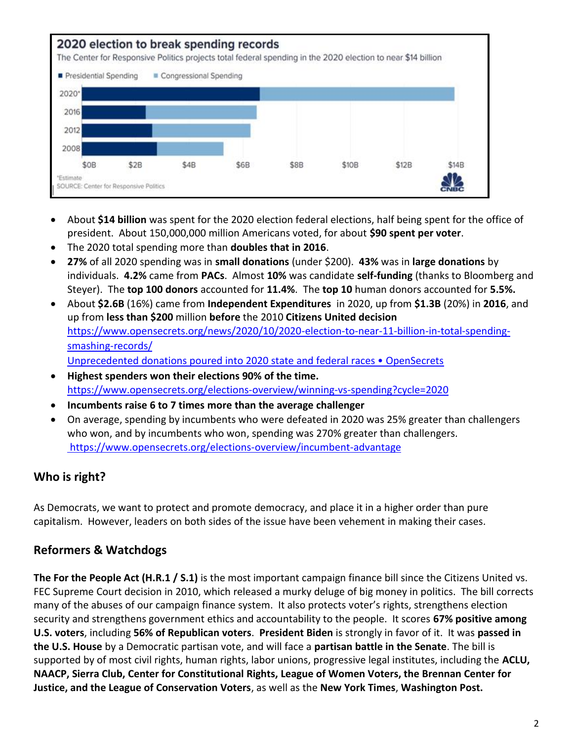**2020 election to break spending records**

The Center for Responsive Politics projects total federal spending in the 2020 election to near $14 billion

■ Presidential Spending ■ Congressional Spending

2020*, 2016, 2012, 2008

$0B $2B $4B $6B $8B $10B $12B $14B

*Estimate
SOURCE: Center for Responsive Politics

- About **$14 billion** was spent for the 2020 election federal elections, half being spent for the office of president. About 150,000,000 million Americans voted, for about **$90 spent per voter**.
- The 2020 total spending more than **doubles that in 2016**.
- **27%** of all 2020 spending was in **small donations** (under $200). **43%** was in **large donations** by individuals. **4.2%** came from **PACs**. Almost **10%** was candidate **self-funding** (thanks to Bloomberg and Steyer). The **top 100 donors** accounted for **11.4%**. The **top 10** human donors accounted for **5.5%.**
- About **$2.6B** (16%) came from **Independent Expenditures** in 2020, up from **$1.3B** (20%) in **2016**, and up from **less than $200** million **before** the 2010 **Citizens United decision**
  https://www.opensecrets.org/news/2020/10/2020-election-to-near-11-billion-in-total-spending-smashing-records/
  Unprecedented donations poured into 2020 state and federal races • OpenSecrets
- **Highest spenders won their elections 90% of the time.**
  https://www.opensecrets.org/elections-overview/winning-vs-spending?cycle=2020
- **Incumbents raise 6 to 7 times more than the average challenger**
- On average, spending by incumbents who were defeated in 2020 was 25% greater than challengers who won, and by incumbents who won, spending was 270% greater than challengers.
  https://www.opensecrets.org/elections-overview/incumbent-advantage

## Who is right?

As Democrats, we want to protect and promote democracy, and place it in a higher order than pure capitalism. However, leaders on both sides of the issue have been vehement in making their cases.

## Reformers & Watchdogs

**The For the People Act (H.R.1 / S.1)** is the most important campaign finance bill since the Citizens United vs. FEC Supreme Court decision in 2010, which released a murky deluge of big money in politics. The bill corrects many of the abuses of our campaign finance system. It also protects voter's rights, strengthens election security and strengthens government ethics and accountability to the people. It scores **67% positive among U.S. voters**, including **56% of Republican voters**. **President Biden** is strongly in favor of it. It was **passed in the U.S. House** by a Democratic partisan vote, and will face a **partisan battle in the Senate**. The bill is supported by of most civil rights, human rights, labor unions, progressive legal institutes, including the **ACLU, NAACP, Sierra Club, Center for Constitutional Rights, League of Women Voters, the Brennan Center for Justice, and the League of Conservation Voters**, as well as the **New York Times**, **Washington Post.**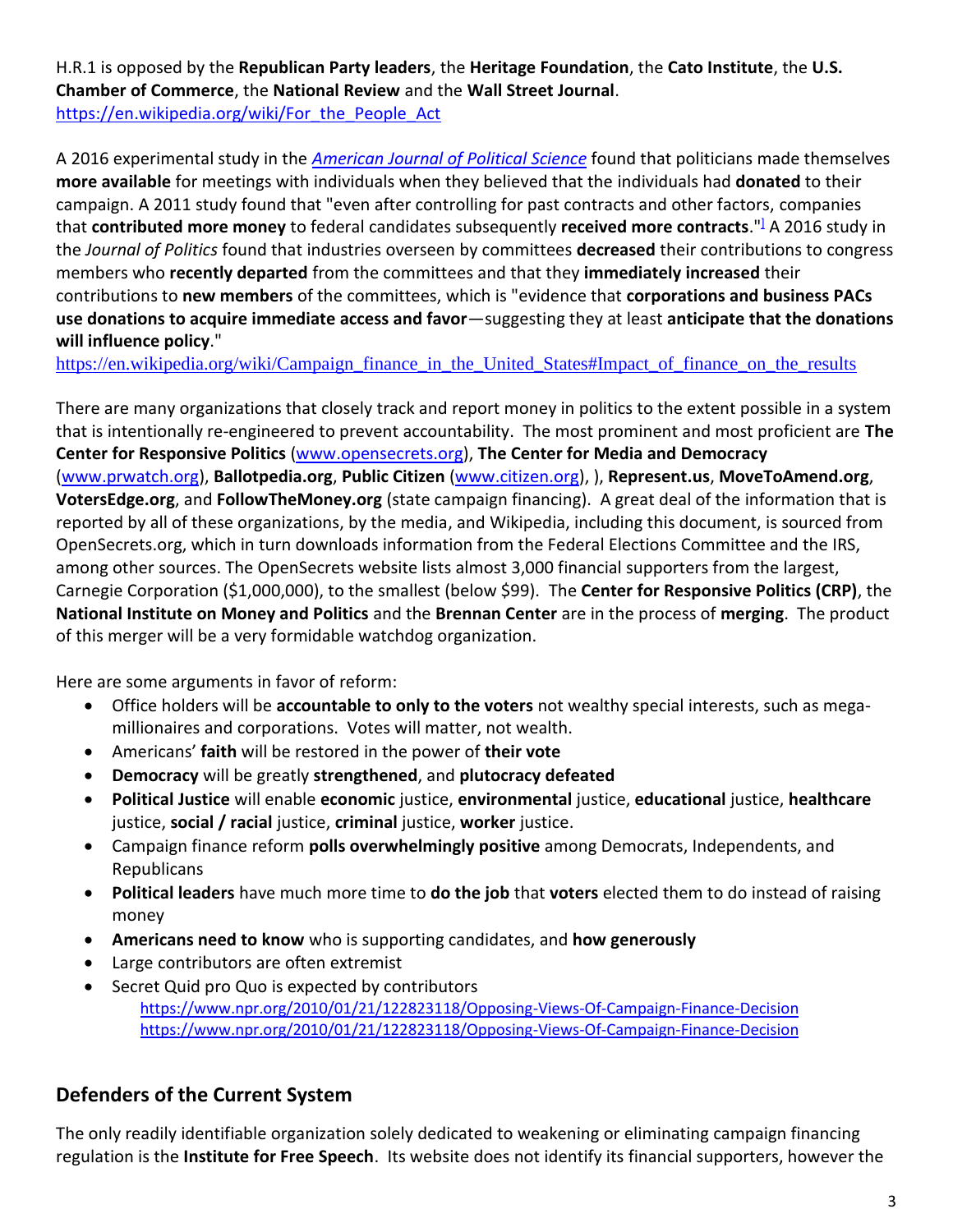H.R.1 is opposed by the **Republican Party leaders**, the **Heritage Foundation**, the **Cato Institute**, the **U.S. Chamber of Commerce**, the **National Review** and the **Wall Street Journal**.
https://en.wikipedia.org/wiki/For_the_People_Act

A 2016 experimental study in the *American Journal of Political Science* found that politicians made themselves **more available** for meetings with individuals when they believed that the individuals had **donated** to their campaign. A 2011 study found that "even after controlling for past contracts and other factors, companies that **contributed more money** to federal candidates subsequently **received more contracts**."[] A 2016 study in the *Journal of Politics* found that industries overseen by committees **decreased** their contributions to congress members who **recently departed** from the committees and that they **immediately increased** their contributions to **new members** of the committees, which is "evidence that **corporations and business PACs use donations to acquire immediate access and favor**—suggesting they at least **anticipate that the donations will influence policy**."
https://en.wikipedia.org/wiki/Campaign_finance_in_the_United_States#Impact_of_finance_on_the_results

There are many organizations that closely track and report money in politics to the extent possible in a system that is intentionally re-engineered to prevent accountability. The most prominent and most proficient are **The Center for Responsive Politics** (www.opensecrets.org), **The Center for Media and Democracy** (www.prwatch.org), **Ballotpedia.org**, **Public Citizen** (www.citizen.org), ), **Represent.us**, **MoveToAmend.org**, **VotersEdge.org**, and **FollowTheMoney.org** (state campaign financing). A great deal of the information that is reported by all of these organizations, by the media, and Wikipedia, including this document, is sourced from OpenSecrets.org, which in turn downloads information from the Federal Elections Committee and the IRS, among other sources. The OpenSecrets website lists almost 3,000 financial supporters from the largest, Carnegie Corporation ($1,000,000), to the smallest (below $99). The **Center for Responsive Politics (CRP)**, the **National Institute on Money and Politics** and the **Brennan Center** are in the process of **merging**. The product of this merger will be a very formidable watchdog organization.

Here are some arguments in favor of reform:

- Office holders will be **accountable to only to the voters** not wealthy special interests, such as mega-millionaires and corporations. Votes will matter, not wealth.
- Americans' **faith** will be restored in the power of **their vote**
- **Democracy** will be greatly **strengthened**, and **plutocracy defeated**
- **Political Justice** will enable **economic** justice, **environmental** justice, **educational** justice, **healthcare** justice, **social / racial** justice, **criminal** justice, **worker** justice.
- Campaign finance reform **polls overwhelmingly positive** among Democrats, Independents, and Republicans
- **Political leaders** have much more time to **do the job** that **voters** elected them to do instead of raising money
- **Americans need to know** who is supporting candidates, and **how generously**
- Large contributors are often extremist
- Secret Quid pro Quo is expected by contributors
  https://www.npr.org/2010/01/21/122823118/Opposing-Views-Of-Campaign-Finance-Decision
  https://www.npr.org/2010/01/21/122823118/Opposing-Views-Of-Campaign-Finance-Decision

## Defenders of the Current System

The only readily identifiable organization solely dedicated to weakening or eliminating campaign financing regulation is the **Institute for Free Speech**. Its website does not identify its financial supporters, however the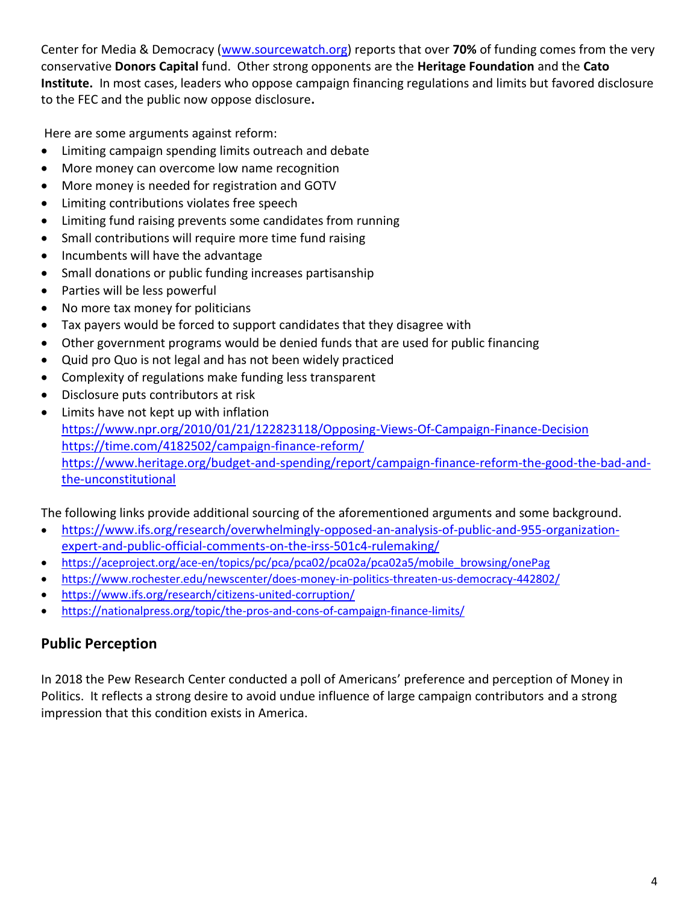Center for Media & Democracy ([www.sourcewatch.org](http://www.sourcewatch.org)) reports that over **70%** of funding comes from the very conservative **Donors Capital** fund. Other strong opponents are the **Heritage Foundation** and the **Cato Institute.** In most cases, leaders who oppose campaign financing regulations and limits but favored disclosure to the FEC and the public now oppose disclosure**.**

Here are some arguments against reform:

- Limiting campaign spending limits outreach and debate
- More money can overcome low name recognition
- More money is needed for registration and GOTV
- Limiting contributions violates free speech
- Limiting fund raising prevents some candidates from running
- Small contributions will require more time fund raising
- Incumbents will have the advantage
- Small donations or public funding increases partisanship
- Parties will be less powerful
- No more tax money for politicians
- Tax payers would be forced to support candidates that they disagree with
- Other government programs would be denied funds that are used for public financing
- Quid pro Quo is not legal and has not been widely practiced
- Complexity of regulations make funding less transparent
- Disclosure puts contributors at risk
- Limits have not kept up with inflation
  https://www.npr.org/2010/01/21/122823118/Opposing-Views-Of-Campaign-Finance-Decision
  https://time.com/4182502/campaign-finance-reform/
  https://www.heritage.org/budget-and-spending/report/campaign-finance-reform-the-good-the-bad-and-the-unconstitutional

The following links provide additional sourcing of the aforementioned arguments and some background.

- https://www.ifs.org/research/overwhelmingly-opposed-an-analysis-of-public-and-955-organization-expert-and-public-official-comments-on-the-irss-501c4-rulemaking/
- https://aceproject.org/ace-en/topics/pc/pca/pca02/pca02a/pca02a5/mobile_browsing/onePag
- https://www.rochester.edu/newscenter/does-money-in-politics-threaten-us-democracy-442802/
- https://www.ifs.org/research/citizens-united-corruption/
- https://nationalpress.org/topic/the-pros-and-cons-of-campaign-finance-limits/

## Public Perception

In 2018 the Pew Research Center conducted a poll of Americans' preference and perception of Money in Politics. It reflects a strong desire to avoid undue influence of large campaign contributors and a strong impression that this condition exists in America.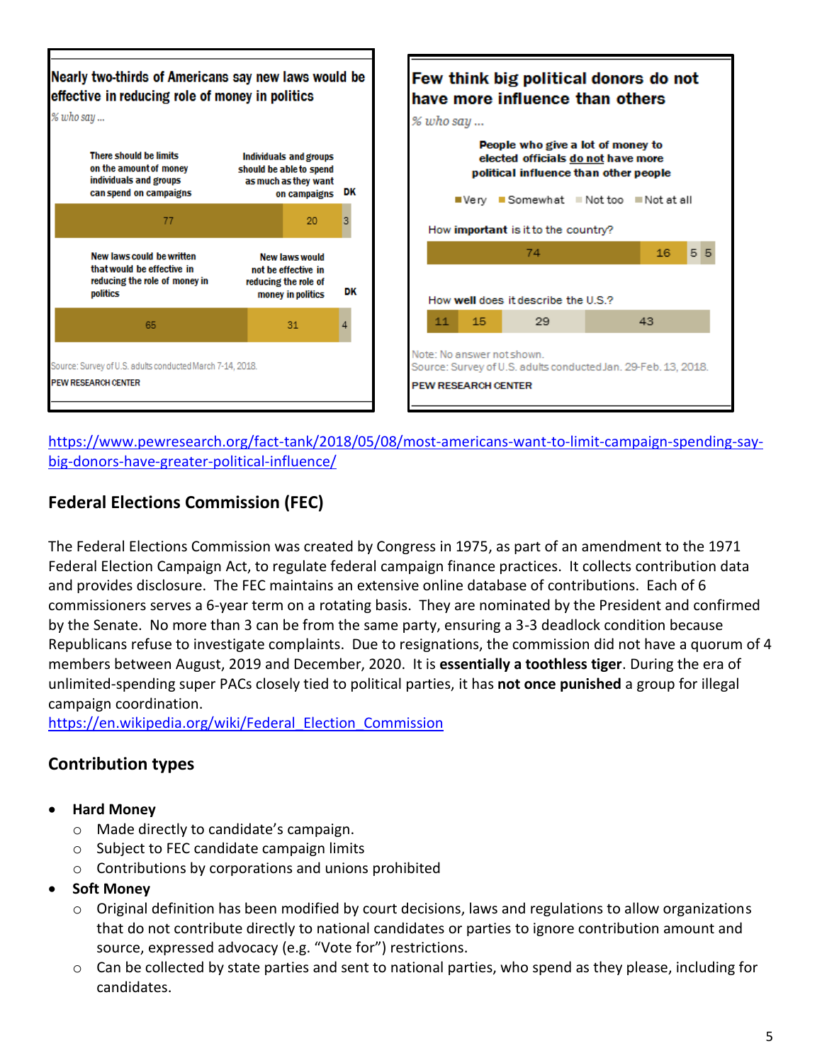**Nearly two-thirds of Americans say new laws would be effective in reducing role of money in politics**

*% who say ...*

| There should be limits on the amount of money individuals and groups can spend on campaigns | Individuals and groups should be able to spend as much as they want on campaigns | DK |
|---|---|---|
| 77 | 20 | 3 |

| New laws could be written that would be effective in reducing the role of money in politics | New laws would not be effective in reducing the role of money in politics | DK |
|---|---|---|
| 65 | 31 | 4 |

Source: Survey of U.S. adults conducted March 7-14, 2018.

PEW RESEARCH CENTER

**Few think big political donors do not have more influence than others**

*% who say ...*

People who give a lot of money to elected officials do not have more political influence than other people

| | Very | Somewhat | Not too | Not at all |
|---|---|---|---|---|
| How **important** is it to the country? | 74 | 16 | 5 | 5 |
| How **well** does it describe the U.S.? | 11 | 15 | 29 | 43 |

Note: No answer not shown.

Source: Survey of U.S. adults conducted Jan. 29-Feb. 13, 2018.

PEW RESEARCH CENTER

https://www.pewresearch.org/fact-tank/2018/05/08/most-americans-want-to-limit-campaign-spending-say-big-donors-have-greater-political-influence/

## Federal Elections Commission (FEC)

The Federal Elections Commission was created by Congress in 1975, as part of an amendment to the 1971 Federal Election Campaign Act, to regulate federal campaign finance practices. It collects contribution data and provides disclosure. The FEC maintains an extensive online database of contributions. Each of 6 commissioners serves a 6-year term on a rotating basis. They are nominated by the President and confirmed by the Senate. No more than 3 can be from the same party, ensuring a 3-3 deadlock condition because Republicans refuse to investigate complaints. Due to resignations, the commission did not have a quorum of 4 members between August, 2019 and December, 2020. It is **essentially a toothless tiger**. During the era of unlimited-spending super PACs closely tied to political parties, it has **not once punished** a group for illegal campaign coordination.
https://en.wikipedia.org/wiki/Federal_Election_Commission

## Contribution types

- **Hard Money**
  - Made directly to candidate's campaign.
  - Subject to FEC candidate campaign limits
  - Contributions by corporations and unions prohibited
- **Soft Money**
  - Original definition has been modified by court decisions, laws and regulations to allow organizations that do not contribute directly to national candidates or parties to ignore contribution amount and source, expressed advocacy (e.g. "Vote for") restrictions.
  - Can be collected by state parties and sent to national parties, who spend as they please, including for candidates.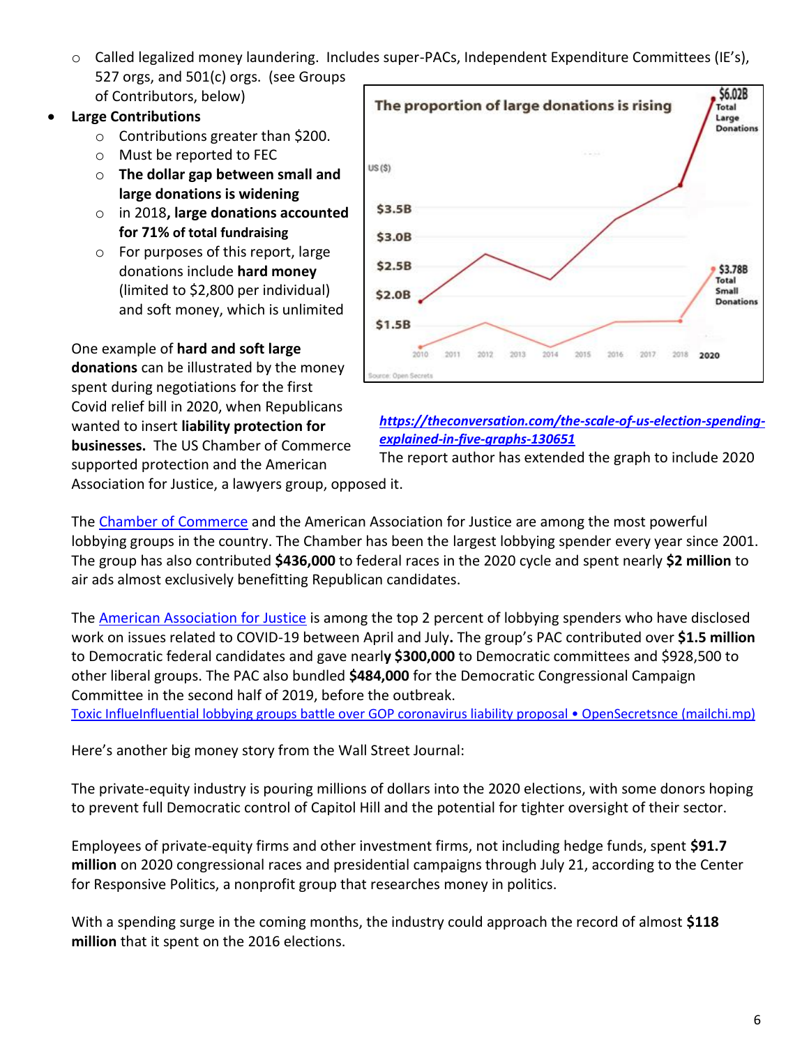- Called legalized money laundering. Includes super-PACs, Independent Expenditure Committees (IE's), 527 orgs, and 501(c) orgs. (see Groups of Contributors, below)

- **Large Contributions**
  - Contributions greater than $200.
  - Must be reported to FEC
  - **The dollar gap between small and large donations is widening**
  - in 2018**, large donations accounted for 71% of total fundraising**
  - For purposes of this report, large donations include **hard money** (limited to $2,800 per individual) and soft money, which is unlimited

***https://theconversation.com/the-scale-of-us-election-spending-explained-in-five-graphs-130651***

The report author has extended the graph to include 2020

One example of **hard and soft large donations** can be illustrated by the money spent during negotiations for the first Covid relief bill in 2020, when Republicans wanted to insert **liability protection for businesses.** The US Chamber of Commerce supported protection and the American Association for Justice, a lawyers group, opposed it.

The [Chamber of Commerce]() and the American Association for Justice are among the most powerful lobbying groups in the country. The Chamber has been the largest lobbying spender every year since 2001. The group has also contributed **$436,000** to federal races in the 2020 cycle and spent nearly **$2 million** to air ads almost exclusively benefitting Republican candidates.

The [American Association for Justice]() is among the top 2 percent of lobbying spenders who have disclosed work on issues related to COVID-19 between April and July**.** The group's PAC contributed over **$1.5 million** to Democratic federal candidates and gave nearl**y $300,000** to Democratic committees and $928,500 to other liberal groups. The PAC also bundled **$484,000** for the Democratic Congressional Campaign Committee in the second half of 2019, before the outbreak.

[Toxic InflueInfluential lobbying groups battle over GOP coronavirus liability proposal • OpenSecretsnce (mailchi.mp)]()

Here's another big money story from the Wall Street Journal:

The private-equity industry is pouring millions of dollars into the 2020 elections, with some donors hoping to prevent full Democratic control of Capitol Hill and the potential for tighter oversight of their sector.

Employees of private-equity firms and other investment firms, not including hedge funds, spent **$91.7 million** on 2020 congressional races and presidential campaigns through July 21, according to the Center for Responsive Politics, a nonprofit group that researches money in politics.

With a spending surge in the coming months, the industry could approach the record of almost **$118 million** that it spent on the 2016 elections.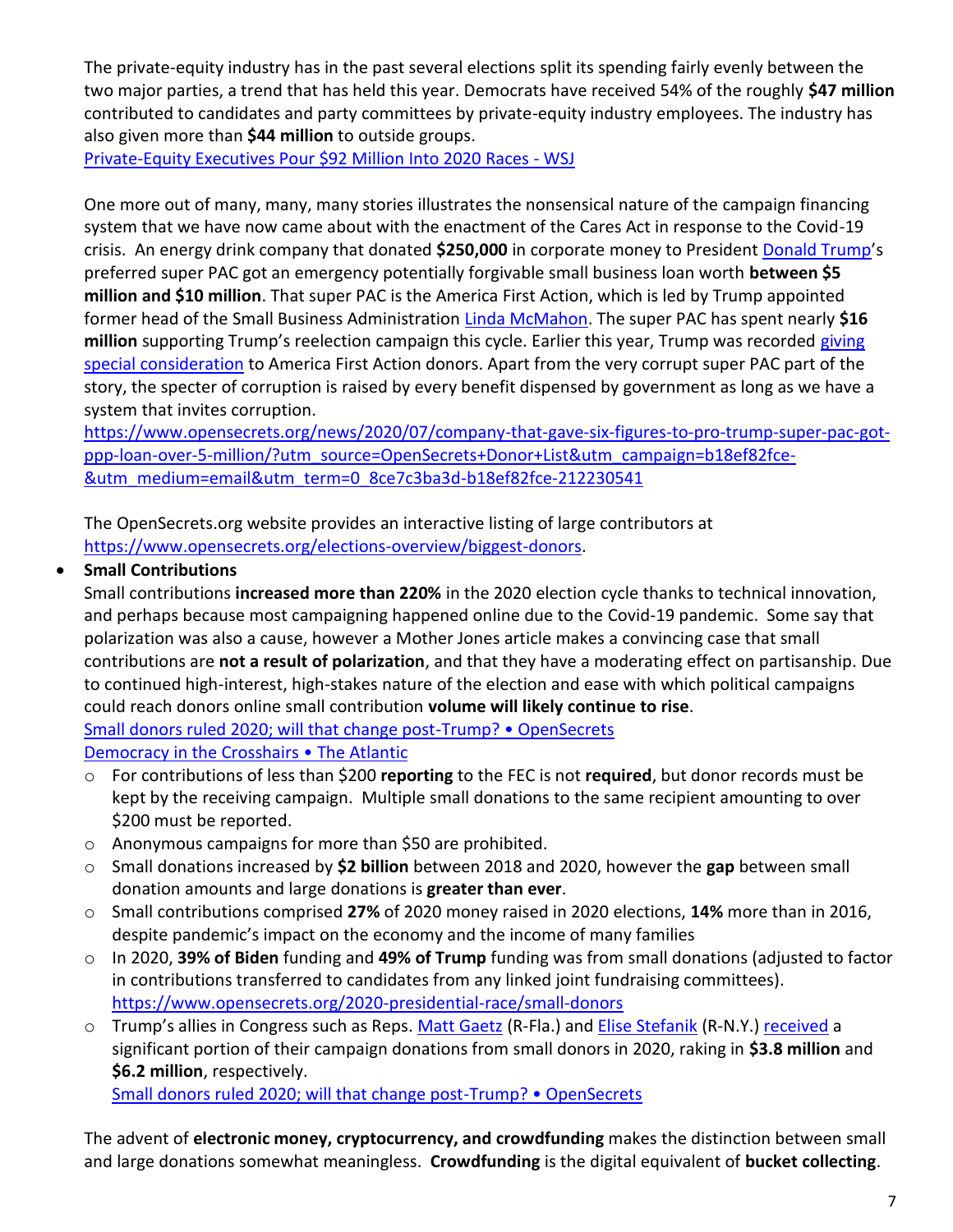The private-equity industry has in the past several elections split its spending fairly evenly between the two major parties, a trend that has held this year. Democrats have received 54% of the roughly **$47 million** contributed to candidates and party committees by private-equity industry employees. The industry has also given more than **$44 million** to outside groups.
[Private-Equity Executives Pour $92 Million Into 2020 Races - WSJ]

One more out of many, many, many stories illustrates the nonsensical nature of the campaign financing system that we have now came about with the enactment of the Cares Act in response to the Covid-19 crisis. An energy drink company that donated **$250,000** in corporate money to President Donald Trump's preferred super PAC got an emergency potentially forgivable small business loan worth **between $5 million and $10 million**. That super PAC is the America First Action, which is led by Trump appointed former head of the Small Business Administration Linda McMahon. The super PAC has spent nearly **$16 million** supporting Trump's reelection campaign this cycle. Earlier this year, Trump was recorded giving special consideration to America First Action donors. Apart from the very corrupt super PAC part of the story, the specter of corruption is raised by every benefit dispensed by government as long as we have a system that invites corruption.
https://www.opensecrets.org/news/2020/07/company-that-gave-six-figures-to-pro-trump-super-pac-got-ppp-loan-over-5-million/?utm_source=OpenSecrets+Donor+List&utm_campaign=b18ef82fce-&utm_medium=email&utm_term=0_8ce7c3ba3d-b18ef82fce-212230541

The OpenSecrets.org website provides an interactive listing of large contributors at https://www.opensecrets.org/elections-overview/biggest-donors.

- **Small Contributions**

  Small contributions **increased more than 220%** in the 2020 election cycle thanks to technical innovation, and perhaps because most campaigning happened online due to the Covid-19 pandemic. Some say that polarization was also a cause, however a Mother Jones article makes a convincing case that small contributions are **not a result of polarization**, and that they have a moderating effect on partisanship. Due to continued high-interest, high-stakes nature of the election and ease with which political campaigns could reach donors online small contribution **volume will likely continue to rise**.
  [Small donors ruled 2020; will that change post-Trump? • OpenSecrets]
  [Democracy in the Crosshairs • The Atlantic]

  - For contributions of less than $200 **reporting** to the FEC is not **required**, but donor records must be kept by the receiving campaign. Multiple small donations to the same recipient amounting to over $200 must be reported.
  - Anonymous campaigns for more than $50 are prohibited.
  - Small donations increased by **$2 billion** between 2018 and 2020, however the **gap** between small donation amounts and large donations is **greater than ever**.
  - Small contributions comprised **27%** of 2020 money raised in 2020 elections, **14%** more than in 2016, despite pandemic's impact on the economy and the income of many families
  - In 2020, **39% of Biden** funding and **49% of Trump** funding was from small donations (adjusted to factor in contributions transferred to candidates from any linked joint fundraising committees).
    https://www.opensecrets.org/2020-presidential-race/small-donors
  - Trump's allies in Congress such as Reps. Matt Gaetz (R-Fla.) and Elise Stefanik (R-N.Y.) received a significant portion of their campaign donations from small donors in 2020, raking in **$3.8 million** and **$6.2 million**, respectively.
    [Small donors ruled 2020; will that change post-Trump? • OpenSecrets]

The advent of **electronic money, cryptocurrency, and crowdfunding** makes the distinction between small and large donations somewhat meaningless. **Crowdfunding** is the digital equivalent of **bucket collecting**.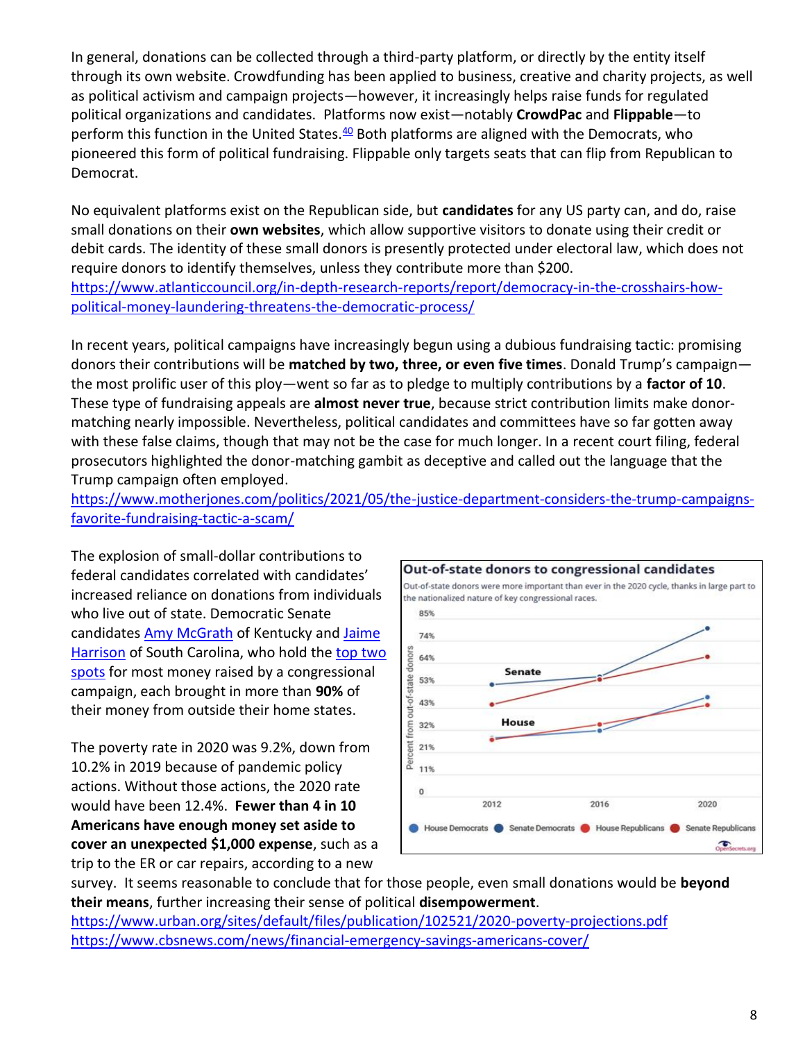In general, donations can be collected through a third-party platform, or directly by the entity itself through its own website. Crowdfunding has been applied to business, creative and charity projects, as well as political activism and campaign projects—however, it increasingly helps raise funds for regulated political organizations and candidates. Platforms now exist—notably **CrowdPac** and **Flippable**—to perform this function in the United States.[40] Both platforms are aligned with the Democrats, who pioneered this form of political fundraising. Flippable only targets seats that can flip from Republican to Democrat.

No equivalent platforms exist on the Republican side, but **candidates** for any US party can, and do, raise small donations on their **own websites**, which allow supportive visitors to donate using their credit or debit cards. The identity of these small donors is presently protected under electoral law, which does not require donors to identify themselves, unless they contribute more than $200.
https://www.atlanticcouncil.org/in-depth-research-reports/report/democracy-in-the-crosshairs-how-political-money-laundering-threatens-the-democratic-process/

In recent years, political campaigns have increasingly begun using a dubious fundraising tactic: promising donors their contributions will be **matched by two, three, or even five times**. Donald Trump's campaign—the most prolific user of this ploy—went so far as to pledge to multiply contributions by a **factor of 10**. These type of fundraising appeals are **almost never true**, because strict contribution limits make donor-matching nearly impossible. Nevertheless, political candidates and committees have so far gotten away with these false claims, though that may not be the case for much longer. In a recent court filing, federal prosecutors highlighted the donor-matching gambit as deceptive and called out the language that the Trump campaign often employed.
https://www.motherjones.com/politics/2021/05/the-justice-department-considers-the-trump-campaigns-favorite-fundraising-tactic-a-scam/

The explosion of small-dollar contributions to federal candidates correlated with candidates' increased reliance on donations from individuals who live out of state. Democratic Senate candidates Amy McGrath of Kentucky and Jaime Harrison of South Carolina, who hold the top two spots for most money raised by a congressional campaign, each brought in more than **90%** of their money from outside their home states.

**Out-of-state donors to congressional candidates**

Out-of-state donors were more important than ever in the 2020 cycle, thanks in large part to the nationalized nature of key congressional races.

The poverty rate in 2020 was 9.2%, down from 10.2% in 2019 because of pandemic policy actions. Without those actions, the 2020 rate would have been 12.4%. **Fewer than 4 in 10 Americans have enough money set aside to cover an unexpected $1,000 expense**, such as a trip to the ER or car repairs, according to a new survey. It seems reasonable to conclude that for those people, even small donations would be **beyond their means**, further increasing their sense of political **disempowerment**.
https://www.urban.org/sites/default/files/publication/102521/2020-poverty-projections.pdf
https://www.cbsnews.com/news/financial-emergency-savings-americans-cover/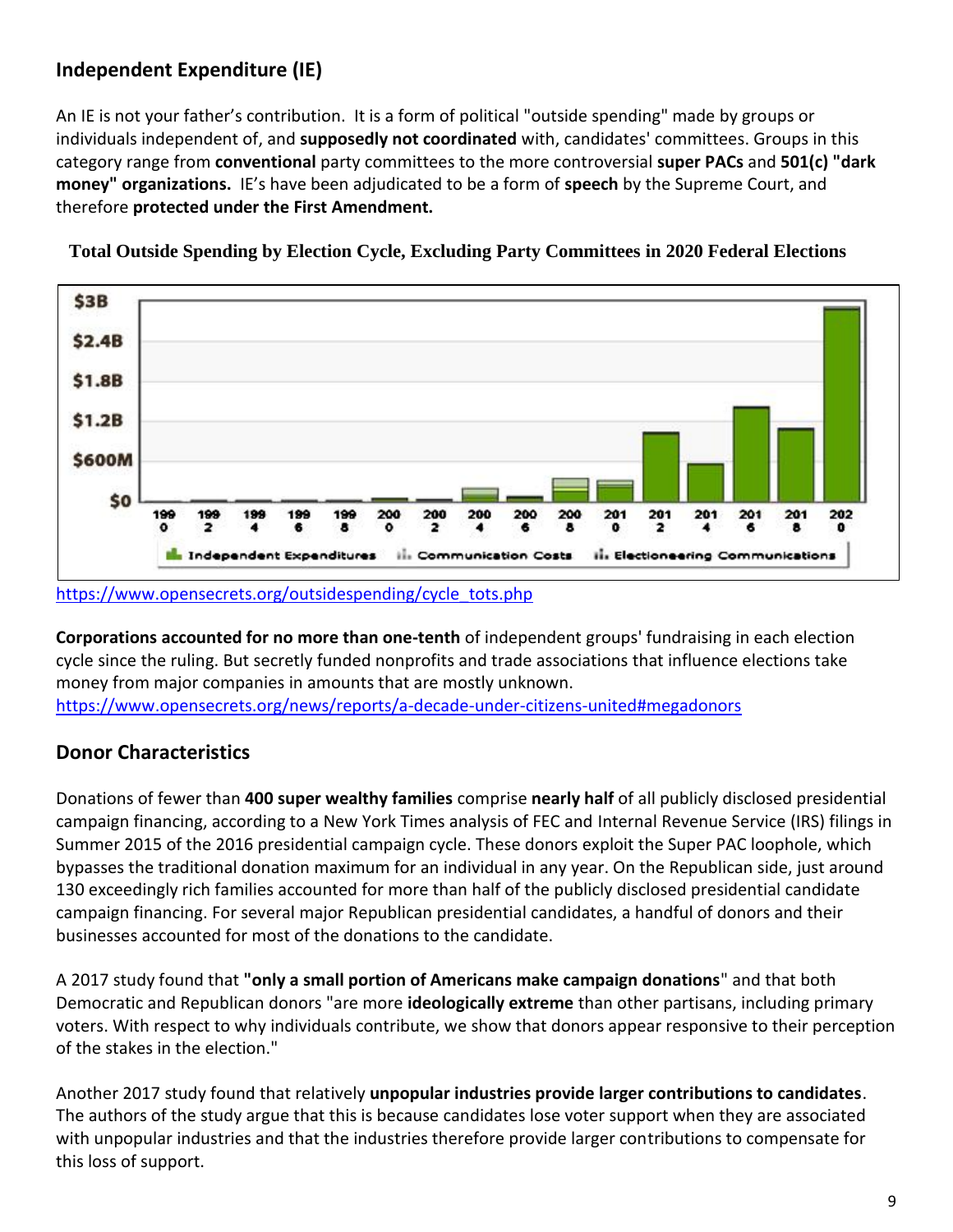## Independent Expenditure (IE)

An IE is not your father's contribution. It is a form of political "outside spending" made by groups or individuals independent of, and **supposedly not coordinated** with, candidates' committees. Groups in this category range from **conventional** party committees to the more controversial **super PACs** and **501(c) "dark money" organizations.** IE's have been adjudicated to be a form of **speech** by the Supreme Court, and therefore **protected under the First Amendment.**

**Total Outside Spending by Election Cycle, Excluding Party Committees in 2020 Federal Elections**

https://www.opensecrets.org/outsidespending/cycle_tots.php

**Corporations accounted for no more than one-tenth** of independent groups' fundraising in each election cycle since the ruling. But secretly funded nonprofits and trade associations that influence elections take money from major companies in amounts that are mostly unknown.
https://www.opensecrets.org/news/reports/a-decade-under-citizens-united#megadonors

## Donor Characteristics

Donations of fewer than **400 super wealthy families** comprise **nearly half** of all publicly disclosed presidential campaign financing, according to a New York Times analysis of FEC and Internal Revenue Service (IRS) filings in Summer 2015 of the 2016 presidential campaign cycle. These donors exploit the Super PAC loophole, which bypasses the traditional donation maximum for an individual in any year. On the Republican side, just around 130 exceedingly rich families accounted for more than half of the publicly disclosed presidential candidate campaign financing. For several major Republican presidential candidates, a handful of donors and their businesses accounted for most of the donations to the candidate.

A 2017 study found that **"only a small portion of Americans make campaign donations"** and that both Democratic and Republican donors "are more **ideologically extreme** than other partisans, including primary voters. With respect to why individuals contribute, we show that donors appear responsive to their perception of the stakes in the election."

Another 2017 study found that relatively **unpopular industries provide larger contributions to candidates**. The authors of the study argue that this is because candidates lose voter support when they are associated with unpopular industries and that the industries therefore provide larger contributions to compensate for this loss of support.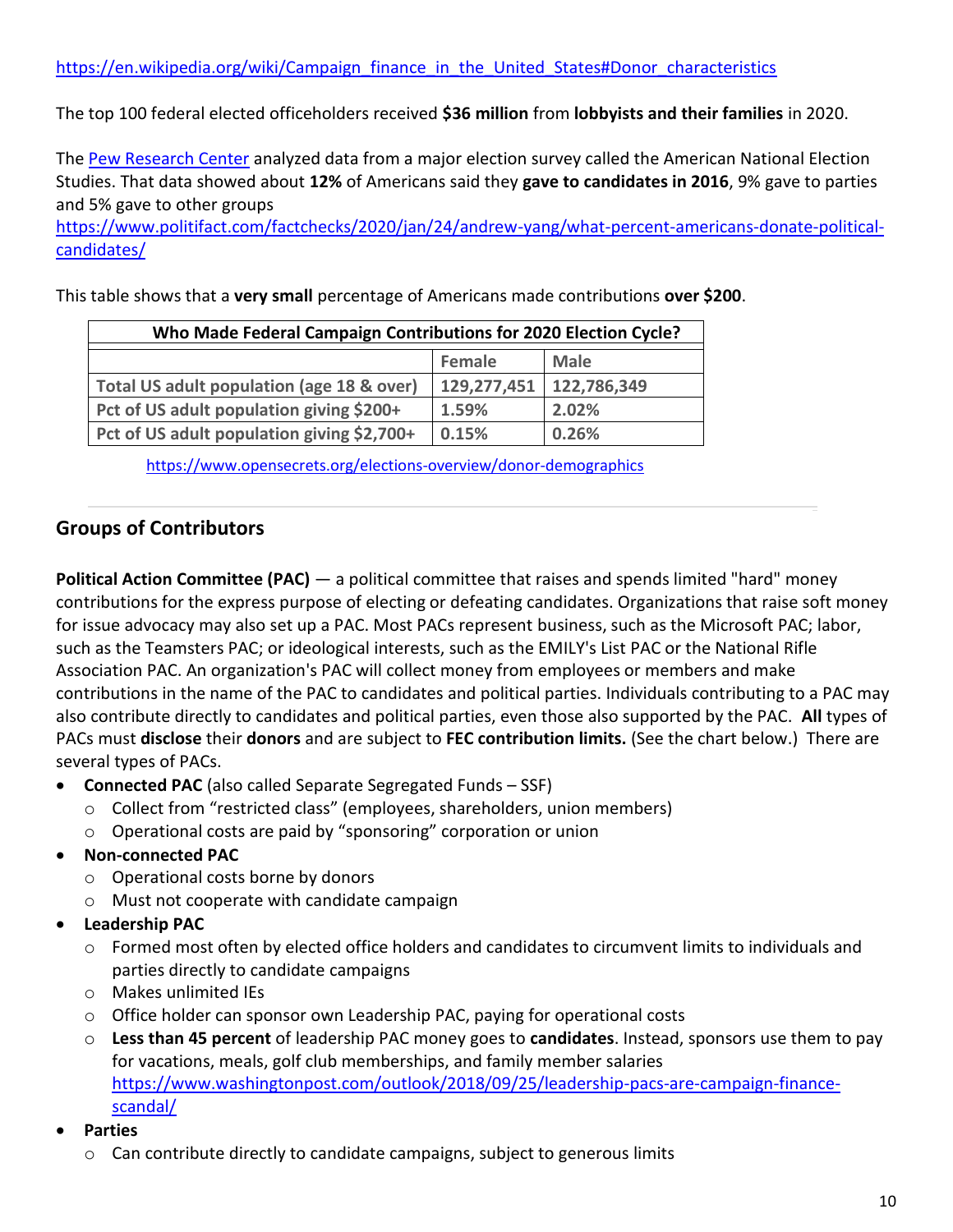https://en.wikipedia.org/wiki/Campaign_finance_in_the_United_States#Donor_characteristics

The top 100 federal elected officeholders received **$36 million** from **lobbyists and their families** in 2020.

The [Pew Research Center](https://www.pewresearch.org) analyzed data from a major election survey called the American National Election Studies. That data showed about **12%** of Americans said they **gave to candidates in 2016**, 9% gave to parties and 5% gave to other groups
https://www.politifact.com/factchecks/2020/jan/24/andrew-yang/what-percent-americans-donate-political-candidates/

This table shows that a **very small** percentage of Americans made contributions **over $200**.

| Who Made Federal Campaign Contributions for 2020 Election Cycle? | | |
|---|---|---|
| | Female | Male |
| Total US adult population (age 18 & over) | 129,277,451 | 122,786,349 |
| Pct of US adult population giving $200+ | 1.59% | 2.02% |
| Pct of US adult population giving $2,700+ | 0.15% | 0.26% |

https://www.opensecrets.org/elections-overview/donor-demographics

---

## Groups of Contributors

**Political Action Committee (PAC)** — a political committee that raises and spends limited "hard" money contributions for the express purpose of electing or defeating candidates. Organizations that raise soft money for issue advocacy may also set up a PAC. Most PACs represent business, such as the Microsoft PAC; labor, such as the Teamsters PAC; or ideological interests, such as the EMILY's List PAC or the National Rifle Association PAC. An organization's PAC will collect money from employees or members and make contributions in the name of the PAC to candidates and political parties. Individuals contributing to a PAC may also contribute directly to candidates and political parties, even those also supported by the PAC. **All** types of PACs must **disclose** their **donors** and are subject to **FEC contribution limits.** (See the chart below.) There are several types of PACs.

- **Connected PAC** (also called Separate Segregated Funds – SSF)
  - Collect from "restricted class" (employees, shareholders, union members)
  - Operational costs are paid by "sponsoring" corporation or union
- **Non-connected PAC**
  - Operational costs borne by donors
  - Must not cooperate with candidate campaign
- **Leadership PAC**
  - Formed most often by elected office holders and candidates to circumvent limits to individuals and parties directly to candidate campaigns
  - Makes unlimited IEs
  - Office holder can sponsor own Leadership PAC, paying for operational costs
  - **Less than 45 percent** of leadership PAC money goes to **candidates**. Instead, sponsors use them to pay for vacations, meals, golf club memberships, and family member salaries
    https://www.washingtonpost.com/outlook/2018/09/25/leadership-pacs-are-campaign-finance-scandal/
- **Parties**
  - Can contribute directly to candidate campaigns, subject to generous limits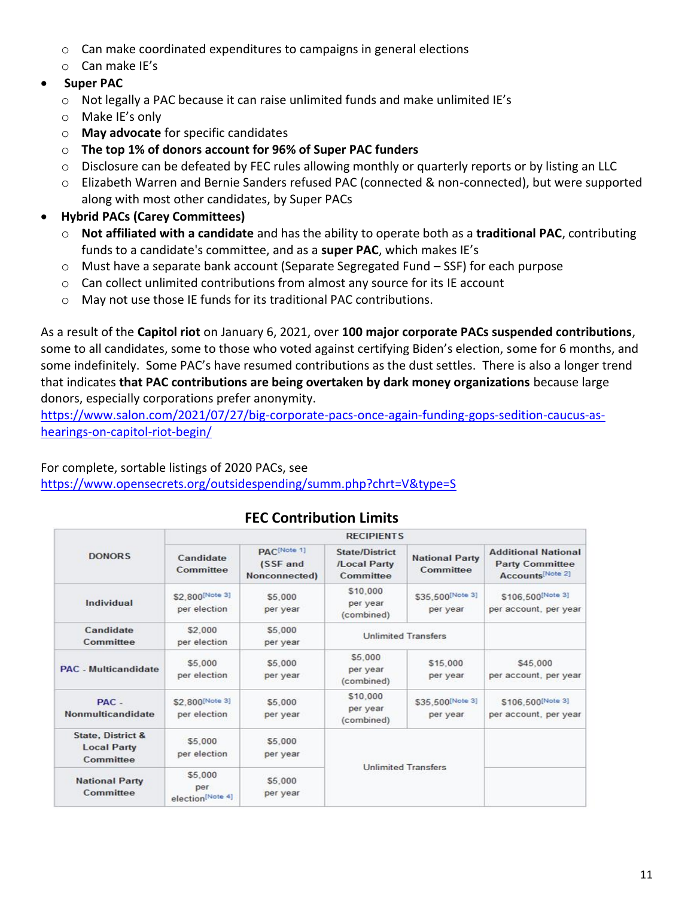- Can make coordinated expenditures to campaigns in general elections
  - Can make IE's
- **Super PAC**
  - Not legally a PAC because it can raise unlimited funds and make unlimited IE's
  - Make IE's only
  - **May advocate** for specific candidates
  - **The top 1% of donors account for 96% of Super PAC funders**
  - Disclosure can be defeated by FEC rules allowing monthly or quarterly reports or by listing an LLC
  - Elizabeth Warren and Bernie Sanders refused PAC (connected & non-connected), but were supported along with most other candidates, by Super PACs
- **Hybrid PACs (Carey Committees)**
  - **Not affiliated with a candidate** and has the ability to operate both as a **traditional PAC**, contributing funds to a candidate's committee, and as a **super PAC**, which makes IE's
  - Must have a separate bank account (Separate Segregated Fund – SSF) for each purpose
  - Can collect unlimited contributions from almost any source for its IE account
  - May not use those IE funds for its traditional PAC contributions.

As a result of the **Capitol riot** on January 6, 2021, over **100 major corporate PACs suspended contributions**, some to all candidates, some to those who voted against certifying Biden's election, some for 6 months, and some indefinitely. Some PAC's have resumed contributions as the dust settles. There is also a longer trend that indicates **that PAC contributions are being overtaken by dark money organizations** because large donors, especially corporations prefer anonymity.
https://www.salon.com/2021/07/27/big-corporate-pacs-once-again-funding-gops-sedition-caucus-as-hearings-on-capitol-riot-begin/

For complete, sortable listings of 2020 PACs, see
https://www.opensecrets.org/outsidespending/summ.php?chrt=V&type=S

## FEC Contribution Limits

| DONORS | RECIPIENTS | | | | |
|---|---|---|---|---|---|
| | Candidate Committee | PAC[Note 1] (SSF and Nonconnected) | State/District /Local Party Committee | National Party Committee | Additional National Party Committee Accounts[Note 2] |
| Individual | $2,800[Note 3] per election | $5,000 per year | $10,000 per year (combined) | $35,500[Note 3] per year | $106,500[Note 3] per account, per year |
| Candidate Committee | $2,000 per election | $5,000 per year | Unlimited Transfers | | |
| PAC - Multicandidate | $5,000 per election | $5,000 per year | $5,000 per year (combined) | $15,000 per year | $45,000 per account, per year |
| PAC - Nonmulticandidate | $2,800[Note 3] per election | $5,000 per year | $10,000 per year (combined) | $35,500[Note 3] per year | $106,500[Note 3] per account, per year |
| State, District & Local Party Committee | $5,000 per election | $5,000 per year | Unlimited Transfers | | |
| National Party Committee | $5,000 per election[Note 4] | $5,000 per year | Unlimited Transfers | | |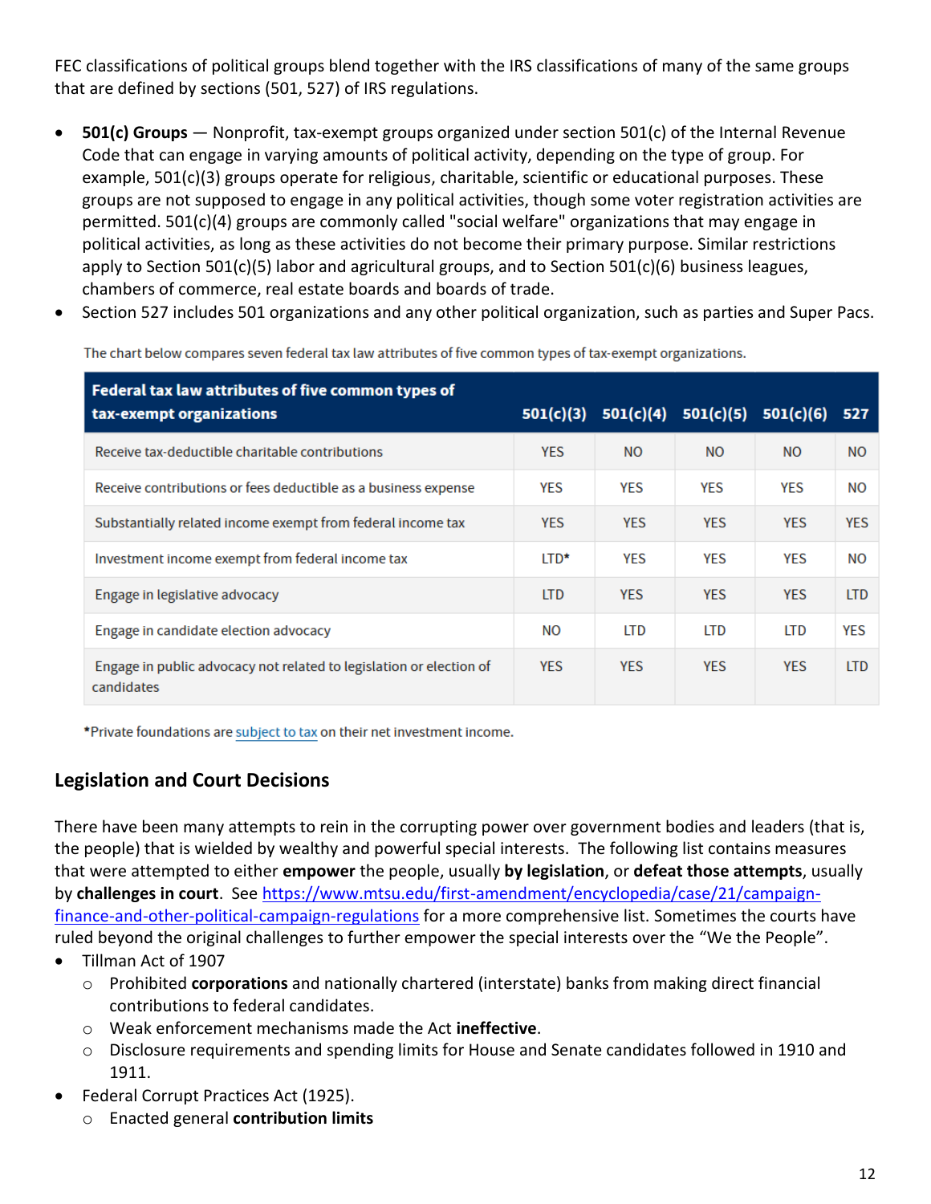FEC classifications of political groups blend together with the IRS classifications of many of the same groups that are defined by sections (501, 527) of IRS regulations.

- **501(c) Groups** — Nonprofit, tax-exempt groups organized under section 501(c) of the Internal Revenue Code that can engage in varying amounts of political activity, depending on the type of group. For example, 501(c)(3) groups operate for religious, charitable, scientific or educational purposes. These groups are not supposed to engage in any political activities, though some voter registration activities are permitted. 501(c)(4) groups are commonly called "social welfare" organizations that may engage in political activities, as long as these activities do not become their primary purpose. Similar restrictions apply to Section 501(c)(5) labor and agricultural groups, and to Section 501(c)(6) business leagues, chambers of commerce, real estate boards and boards of trade.
- Section 527 includes 501 organizations and any other political organization, such as parties and Super Pacs.

The chart below compares seven federal tax law attributes of five common types of tax-exempt organizations.

| Federal tax law attributes of five common types of tax-exempt organizations | 501(c)(3) | 501(c)(4) | 501(c)(5) | 501(c)(6) | 527 |
|---|---|---|---|---|---|
| Receive tax-deductible charitable contributions | YES | NO | NO | NO | NO |
| Receive contributions or fees deductible as a business expense | YES | YES | YES | YES | NO |
| Substantially related income exempt from federal income tax | YES | YES | YES | YES | YES |
| Investment income exempt from federal income tax | LTD* | YES | YES | YES | NO |
| Engage in legislative advocacy | LTD | YES | YES | YES | LTD |
| Engage in candidate election advocacy | NO | LTD | LTD | LTD | YES |
| Engage in public advocacy not related to legislation or election of candidates | YES | YES | YES | YES | LTD |

*Private foundations are subject to tax on their net investment income.

## Legislation and Court Decisions

There have been many attempts to rein in the corrupting power over government bodies and leaders (that is, the people) that is wielded by wealthy and powerful special interests. The following list contains measures that were attempted to either **empower** the people, usually **by legislation**, or **defeat those attempts**, usually by **challenges in court**. See https://www.mtsu.edu/first-amendment/encyclopedia/case/21/campaign-finance-and-other-political-campaign-regulations for a more comprehensive list. Sometimes the courts have ruled beyond the original challenges to further empower the special interests over the "We the People".

- Tillman Act of 1907
  - Prohibited **corporations** and nationally chartered (interstate) banks from making direct financial contributions to federal candidates.
  - Weak enforcement mechanisms made the Act **ineffective**.
  - Disclosure requirements and spending limits for House and Senate candidates followed in 1910 and 1911.
- Federal Corrupt Practices Act (1925).
  - Enacted general **contribution limits**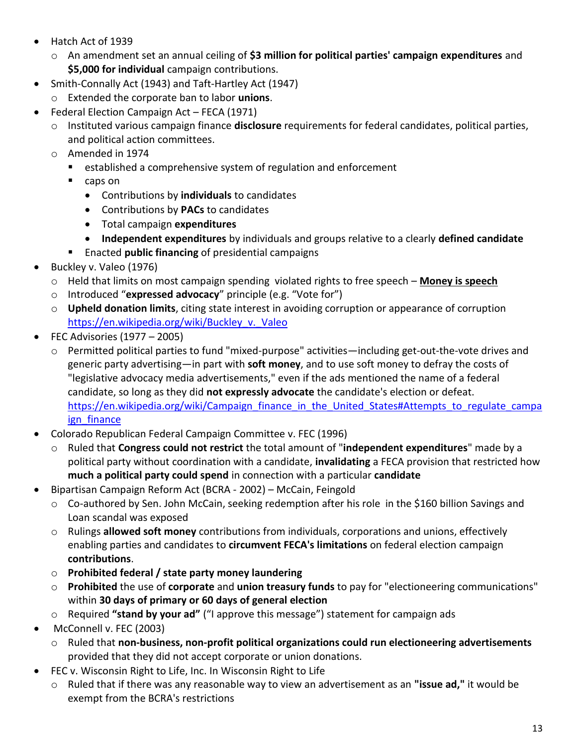- Hatch Act of 1939
  - An amendment set an annual ceiling of **$3 million for political parties' campaign expenditures** and **$5,000 for individual** campaign contributions.
- Smith-Connally Act (1943) and Taft-Hartley Act (1947)
  - Extended the corporate ban to labor **unions**.
- Federal Election Campaign Act – FECA (1971)
  - Instituted various campaign finance **disclosure** requirements for federal candidates, political parties, and political action committees.
  - Amended in 1974
    - established a comprehensive system of regulation and enforcement
    - caps on
      - Contributions by **individuals** to candidates
      - Contributions by **PACs** to candidates
      - Total campaign **expenditures**
      - **Independent expenditures** by individuals and groups relative to a clearly **defined candidate**
    - Enacted **public financing** of presidential campaigns
- Buckley v. Valeo (1976)
  - Held that limits on most campaign spending violated rights to free speech – **Money is speech**
  - Introduced "**expressed advocacy**" principle (e.g. "Vote for")
  - **Upheld donation limits**, citing state interest in avoiding corruption or appearance of corruption https://en.wikipedia.org/wiki/Buckley_v._Valeo
- FEC Advisories (1977 – 2005)
  - Permitted political parties to fund "mixed-purpose" activities—including get-out-the-vote drives and generic party advertising—in part with **soft money**, and to use soft money to defray the costs of "legislative advocacy media advertisements," even if the ads mentioned the name of a federal candidate, so long as they did **not expressly advocate** the candidate's election or defeat. https://en.wikipedia.org/wiki/Campaign_finance_in_the_United_States#Attempts_to_regulate_campaign_finance
- Colorado Republican Federal Campaign Committee v. FEC (1996)
  - Ruled that **Congress could not restrict** the total amount of "**independent expenditures**" made by a political party without coordination with a candidate, **invalidating** a FECA provision that restricted how **much a political party could spend** in connection with a particular **candidate**
- Bipartisan Campaign Reform Act (BCRA - 2002) – McCain, Feingold
  - Co-authored by Sen. John McCain, seeking redemption after his role in the $160 billion Savings and Loan scandal was exposed
  - Rulings **allowed soft money** contributions from individuals, corporations and unions, effectively enabling parties and candidates to **circumvent FECA's limitations** on federal election campaign **contributions**.
  - **Prohibited federal / state party money laundering**
  - **Prohibited** the use of **corporate** and **union treasury funds** to pay for "electioneering communications" within **30 days of primary or 60 days of general election**
  - Required **"stand by your ad"** ("I approve this message") statement for campaign ads
- McConnell v. FEC (2003)
  - Ruled that **non-business, non-profit political organizations could run electioneering advertisements** provided that they did not accept corporate or union donations.
- FEC v. Wisconsin Right to Life, Inc. In Wisconsin Right to Life
  - Ruled that if there was any reasonable way to view an advertisement as an **"issue ad,"** it would be exempt from the BCRA's restrictions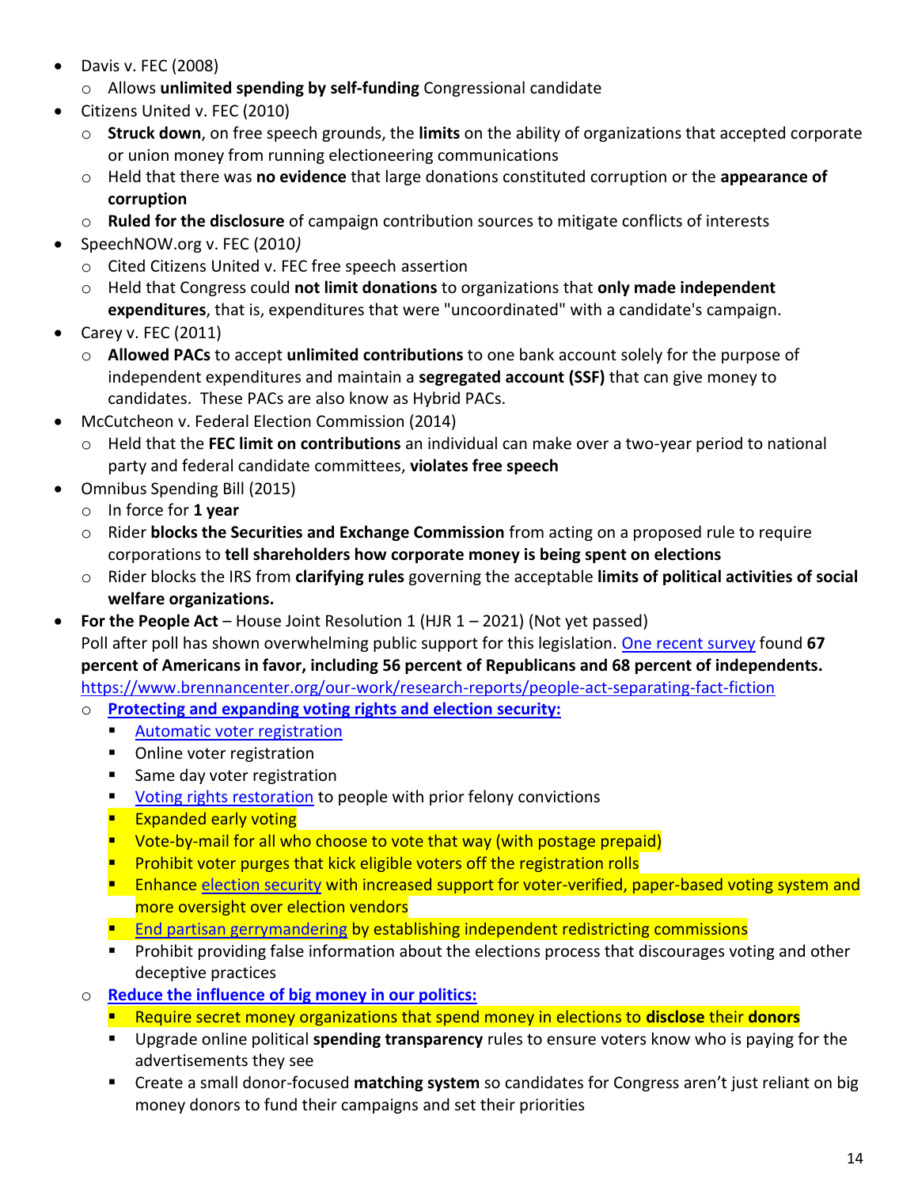- Davis v. FEC (2008)
  - Allows **unlimited spending by self-funding** Congressional candidate
- Citizens United v. FEC (2010)
  - **Struck down**, on free speech grounds, the **limits** on the ability of organizations that accepted corporate or union money from running electioneering communications
  - Held that there was **no evidence** that large donations constituted corruption or the **appearance of corruption**
  - **Ruled for the disclosure** of campaign contribution sources to mitigate conflicts of interests
- SpeechNOW.org v. FEC (2010*)*
  - Cited Citizens United v. FEC free speech assertion
  - Held that Congress could **not limit donations** to organizations that **only made independent expenditures**, that is, expenditures that were "uncoordinated" with a candidate's campaign.
- Carey v. FEC (2011)
  - **Allowed PACs** to accept **unlimited contributions** to one bank account solely for the purpose of independent expenditures and maintain a **segregated account (SSF)** that can give money to candidates. These PACs are also know as Hybrid PACs.
- McCutcheon v. Federal Election Commission (2014)
  - Held that the **FEC limit on contributions** an individual can make over a two-year period to national party and federal candidate committees, **violates free speech**
- Omnibus Spending Bill (2015)
  - In force for **1 year**
  - Rider **blocks the Securities and Exchange Commission** from acting on a proposed rule to require corporations to **tell shareholders how corporate money is being spent on elections**
  - Rider blocks the IRS from **clarifying rules** governing the acceptable **limits of political activities of social welfare organizations.**
- **For the People Act** – House Joint Resolution 1 (HJR 1 – 2021) (Not yet passed)
  Poll after poll has shown overwhelming public support for this legislation. One recent survey found **67 percent of Americans in favor, including 56 percent of Republicans and 68 percent of independents.**
  https://www.brennancenter.org/our-work/research-reports/people-act-separating-fact-fiction
  - **Protecting and expanding voting rights and election security:**
    - Automatic voter registration
    - Online voter registration
    - Same day voter registration
    - Voting rights restoration to people with prior felony convictions
    - Expanded early voting
    - Vote-by-mail for all who choose to vote that way (with postage prepaid)
    - Prohibit voter purges that kick eligible voters off the registration rolls
    - Enhance election security with increased support for voter-verified, paper-based voting system and more oversight over election vendors
    - End partisan gerrymandering by establishing independent redistricting commissions
    - Prohibit providing false information about the elections process that discourages voting and other deceptive practices
  - **Reduce the influence of big money in our politics:**
    - Require secret money organizations that spend money in elections to **disclose** their **donors**
    - Upgrade online political **spending transparency** rules to ensure voters know who is paying for the advertisements they see
    - Create a small donor-focused **matching system** so candidates for Congress aren't just reliant on big money donors to fund their campaigns and set their priorities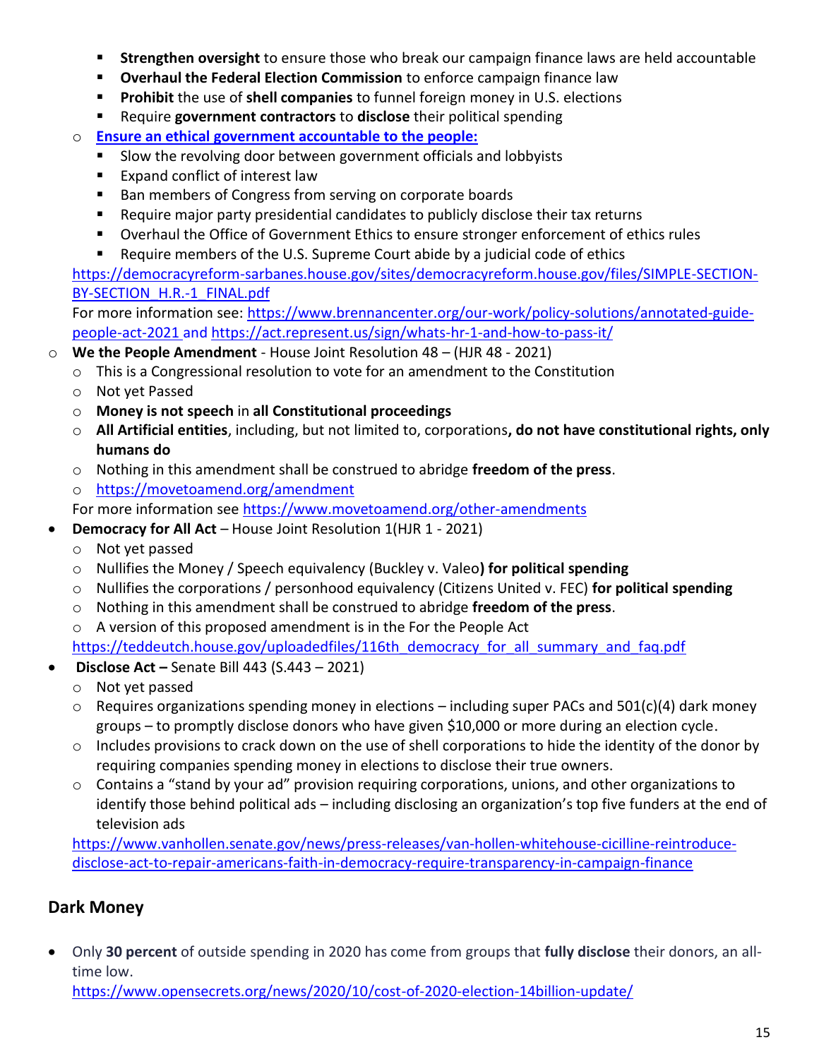- **Strengthen oversight** to ensure those who break our campaign finance laws are held accountable
        - **Overhaul the Federal Election Commission** to enforce campaign finance law
        - **Prohibit** the use of **shell companies** to funnel foreign money in U.S. elections
        - Require **government contractors** to **disclose** their political spending
    - [**Ensure an ethical government accountable to the people:**]()
        - Slow the revolving door between government officials and lobbyists
        - Expand conflict of interest law
        - Ban members of Congress from serving on corporate boards
        - Require major party presidential candidates to publicly disclose their tax returns
        - Overhaul the Office of Government Ethics to ensure stronger enforcement of ethics rules
        - Require members of the U.S. Supreme Court abide by a judicial code of ethics

    https://democracyreform-sarbanes.house.gov/sites/democracyreform.house.gov/files/SIMPLE-SECTION-BY-SECTION_H.R.-1_FINAL.pdf

    For more information see: https://www.brennancenter.org/our-work/policy-solutions/annotated-guide-people-act-2021 and https://act.represent.us/sign/whats-hr-1-and-how-to-pass-it/

- **We the People Amendment** - House Joint Resolution 48 – (HJR 48 - 2021)
    - This is a Congressional resolution to vote for an amendment to the Constitution
    - Not yet Passed
    - **Money is not speech** in **all Constitutional proceedings**
    - **All Artificial entities**, including, but not limited to, corporations**, do not have constitutional rights, only humans do**
    - Nothing in this amendment shall be construed to abridge **freedom of the press**.
    - https://movetoamend.org/amendment

    For more information see https://www.movetoamend.org/other-amendments

- **Democracy for All Act** – House Joint Resolution 1(HJR 1 - 2021)
    - Not yet passed
    - Nullifies the Money / Speech equivalency (Buckley v. Valeo**) for political spending**
    - Nullifies the corporations / personhood equivalency (Citizens United v. FEC) **for political spending**
    - Nothing in this amendment shall be construed to abridge **freedom of the press**.
    - A version of this proposed amendment is in the For the People Act

    https://teddeutch.house.gov/uploadedfiles/116th_democracy_for_all_summary_and_faq.pdf

- **Disclose Act –** Senate Bill 443 (S.443 – 2021)
    - Not yet passed
    - Requires organizations spending money in elections – including super PACs and 501(c)(4) dark money groups – to promptly disclose donors who have given $10,000 or more during an election cycle.
    - Includes provisions to crack down on the use of shell corporations to hide the identity of the donor by requiring companies spending money in elections to disclose their true owners.
    - Contains a "stand by your ad" provision requiring corporations, unions, and other organizations to identify those behind political ads – including disclosing an organization's top five funders at the end of television ads

    https://www.vanhollen.senate.gov/news/press-releases/van-hollen-whitehouse-cicilline-reintroduce-disclose-act-to-repair-americans-faith-in-democracy-require-transparency-in-campaign-finance

## Dark Money

- Only **30 percent** of outside spending in 2020 has come from groups that **fully disclose** their donors, an all-time low.

  https://www.opensecrets.org/news/2020/10/cost-of-2020-election-14billion-update/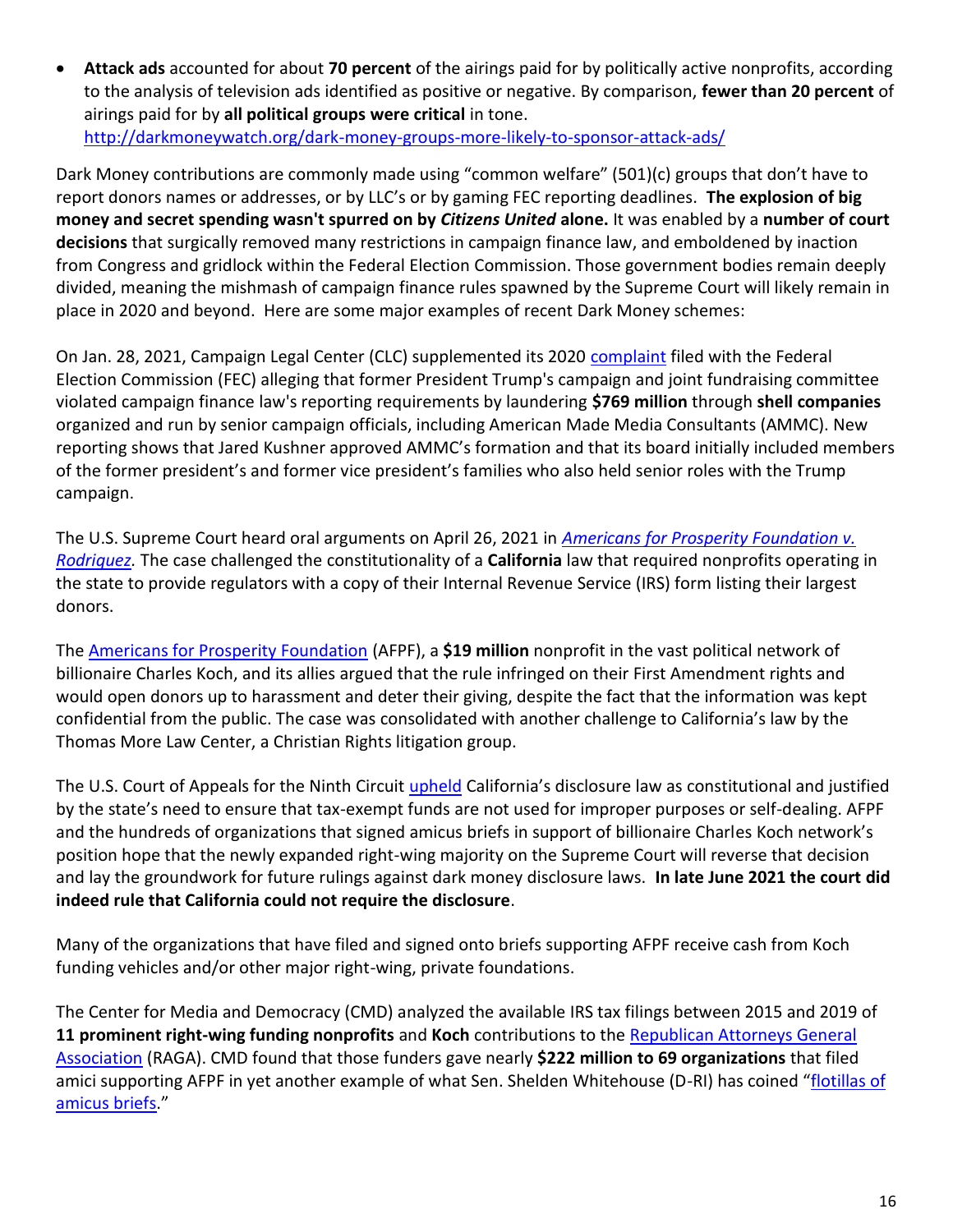- **Attack ads** accounted for about **70 percent** of the airings paid for by politically active nonprofits, according to the analysis of television ads identified as positive or negative. By comparison, **fewer than 20 percent** of airings paid for by **all political groups were critical** in tone. [http://darkmoneywatch.org/dark-money-groups-more-likely-to-sponsor-attack-ads/](http://darkmoneywatch.org/dark-money-groups-more-likely-to-sponsor-attack-ads/)

Dark Money contributions are commonly made using "common welfare" (501)(c) groups that don't have to report donors names or addresses, or by LLC's or by gaming FEC reporting deadlines. **The explosion of big money and secret spending wasn't spurred on by *Citizens United* alone.** It was enabled by a **number of court decisions** that surgically removed many restrictions in campaign finance law, and emboldened by inaction from Congress and gridlock within the Federal Election Commission. Those government bodies remain deeply divided, meaning the mishmash of campaign finance rules spawned by the Supreme Court will likely remain in place in 2020 and beyond. Here are some major examples of recent Dark Money schemes:

On Jan. 28, 2021, Campaign Legal Center (CLC) supplemented its 2020 complaint filed with the Federal Election Commission (FEC) alleging that former President Trump's campaign and joint fundraising committee violated campaign finance law's reporting requirements by laundering **$769 million** through **shell companies** organized and run by senior campaign officials, including American Made Media Consultants (AMMC). New reporting shows that Jared Kushner approved AMMC's formation and that its board initially included members of the former president's and former vice president's families who also held senior roles with the Trump campaign.

The U.S. Supreme Court heard oral arguments on April 26, 2021 in *Americans for Prosperity Foundation v. Rodriquez.* The case challenged the constitutionality of a **California** law that required nonprofits operating in the state to provide regulators with a copy of their Internal Revenue Service (IRS) form listing their largest donors.

The Americans for Prosperity Foundation (AFPF), a **$19 million** nonprofit in the vast political network of billionaire Charles Koch, and its allies argued that the rule infringed on their First Amendment rights and would open donors up to harassment and deter their giving, despite the fact that the information was kept confidential from the public. The case was consolidated with another challenge to California's law by the Thomas More Law Center, a Christian Rights litigation group.

The U.S. Court of Appeals for the Ninth Circuit upheld California's disclosure law as constitutional and justified by the state's need to ensure that tax-exempt funds are not used for improper purposes or self-dealing. AFPF and the hundreds of organizations that signed amicus briefs in support of billionaire Charles Koch network's position hope that the newly expanded right-wing majority on the Supreme Court will reverse that decision and lay the groundwork for future rulings against dark money disclosure laws. **In late June 2021 the court did indeed rule that California could not require the disclosure**.

Many of the organizations that have filed and signed onto briefs supporting AFPF receive cash from Koch funding vehicles and/or other major right-wing, private foundations.

The Center for Media and Democracy (CMD) analyzed the available IRS tax filings between 2015 and 2019 of **11 prominent right-wing funding nonprofits** and **Koch** contributions to the Republican Attorneys General Association (RAGA). CMD found that those funders gave nearly **$222 million to 69 organizations** that filed amici supporting AFPF in yet another example of what Sen. Shelden Whitehouse (D-RI) has coined "flotillas of amicus briefs."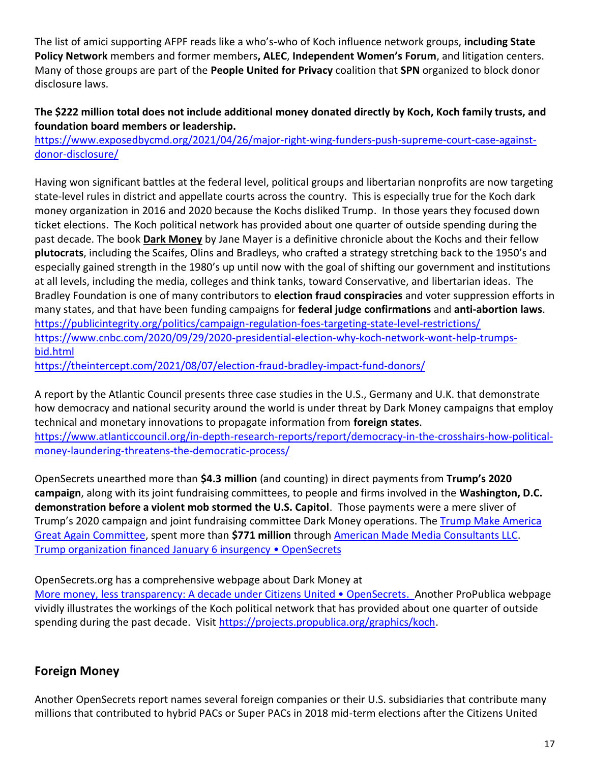The list of amici supporting AFPF reads like a who's-who of Koch influence network groups, **including State Policy Network** members and former members**, ALEC**, **Independent Women's Forum**, and litigation centers. Many of those groups are part of the **People United for Privacy** coalition that **SPN** organized to block donor disclosure laws.

**The $222 million total does not include additional money donated directly by Koch, Koch family trusts, and foundation board members or leadership.**
[https://www.exposedbycmd.org/2021/04/26/major-right-wing-funders-push-supreme-court-case-against-donor-disclosure/](https://www.exposedbycmd.org/2021/04/26/major-right-wing-funders-push-supreme-court-case-against-donor-disclosure/)

Having won significant battles at the federal level, political groups and libertarian nonprofits are now targeting state-level rules in district and appellate courts across the country. This is especially true for the Koch dark money organization in 2016 and 2020 because the Kochs disliked Trump. In those years they focused down ticket elections. The Koch political network has provided about one quarter of outside spending during the past decade. The book **Dark Money** by Jane Mayer is a definitive chronicle about the Kochs and their fellow **plutocrats**, including the Scaifes, Olins and Bradleys, who crafted a strategy stretching back to the 1950's and especially gained strength in the 1980's up until now with the goal of shifting our government and institutions at all levels, including the media, colleges and think tanks, toward Conservative, and libertarian ideas. The Bradley Foundation is one of many contributors to **election fraud conspiracies** and voter suppression efforts in many states, and that have been funding campaigns for **federal judge confirmations** and **anti-abortion laws**.
[https://publicintegrity.org/politics/campaign-regulation-foes-targeting-state-level-restrictions/](https://publicintegrity.org/politics/campaign-regulation-foes-targeting-state-level-restrictions/)
[https://www.cnbc.com/2020/09/29/2020-presidential-election-why-koch-network-wont-help-trumps-bid.html](https://www.cnbc.com/2020/09/29/2020-presidential-election-why-koch-network-wont-help-trumps-bid.html)
[https://theintercept.com/2021/08/07/election-fraud-bradley-impact-fund-donors/](https://theintercept.com/2021/08/07/election-fraud-bradley-impact-fund-donors/)

A report by the Atlantic Council presents three case studies in the U.S., Germany and U.K. that demonstrate how democracy and national security around the world is under threat by Dark Money campaigns that employ technical and monetary innovations to propagate information from **foreign states**.
[https://www.atlanticcouncil.org/in-depth-research-reports/report/democracy-in-the-crosshairs-how-political-money-laundering-threatens-the-democratic-process/](https://www.atlanticcouncil.org/in-depth-research-reports/report/democracy-in-the-crosshairs-how-political-money-laundering-threatens-the-democratic-process/)

OpenSecrets unearthed more than **$4.3 million** (and counting) in direct payments from **Trump's 2020 campaign**, along with its joint fundraising committees, to people and firms involved in the **Washington, D.C. demonstration before a violent mob stormed the U.S. Capitol**. Those payments were a mere sliver of Trump's 2020 campaign and joint fundraising committee Dark Money operations. The Trump Make America Great Again Committee, spent more than **$771 million** through American Made Media Consultants LLC.
Trump organization financed January 6 insurgency • OpenSecrets

OpenSecrets.org has a comprehensive webpage about Dark Money at
More money, less transparency: A decade under Citizens United • OpenSecrets. Another ProPublica webpage vividly illustrates the workings of the Koch political network that has provided about one quarter of outside spending during the past decade. Visit [https://projects.propublica.org/graphics/koch](https://projects.propublica.org/graphics/koch).

## Foreign Money

Another OpenSecrets report names several foreign companies or their U.S. subsidiaries that contribute many millions that contributed to hybrid PACs or Super PACs in 2018 mid-term elections after the Citizens United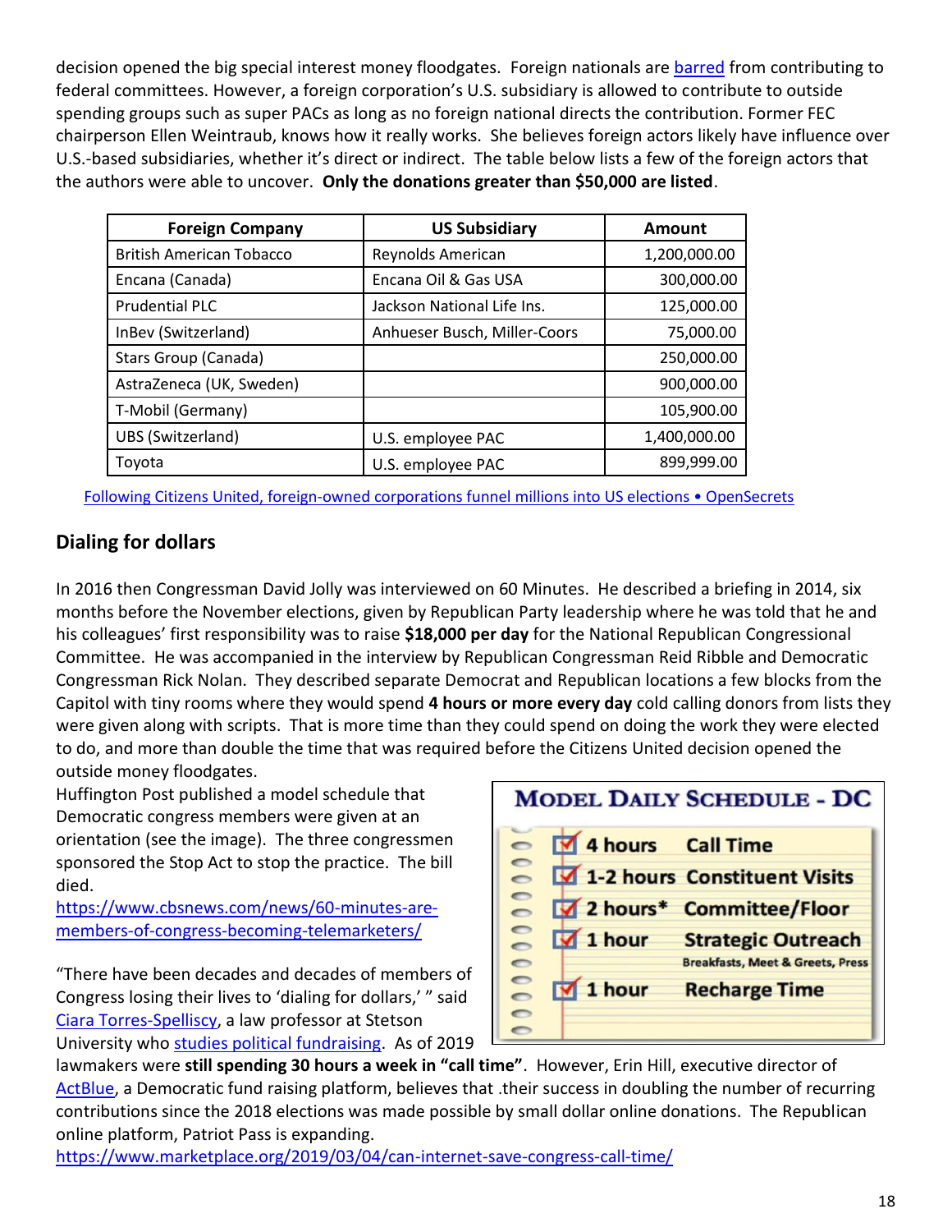decision opened the big special interest money floodgates. Foreign nationals are barred from contributing to federal committees. However, a foreign corporation's U.S. subsidiary is allowed to contribute to outside spending groups such as super PACs as long as no foreign national directs the contribution. Former FEC chairperson Ellen Weintraub, knows how it really works. She believes foreign actors likely have influence over U.S.-based subsidiaries, whether it's direct or indirect. The table below lists a few of the foreign actors that the authors were able to uncover. **Only the donations greater than $50,000 are listed**.

| Foreign Company | US Subsidiary | Amount |
|---|---|---:|
| British American Tobacco | Reynolds American | 1,200,000.00 |
| Encana (Canada) | Encana Oil & Gas USA | 300,000.00 |
| Prudential PLC | Jackson National Life Ins. | 125,000.00 |
| InBev (Switzerland) | Anhueser Busch, Miller-Coors | 75,000.00 |
| Stars Group (Canada) | | 250,000.00 |
| AstraZeneca (UK, Sweden) | | 900,000.00 |
| T-Mobil (Germany) | | 105,900.00 |
| UBS (Switzerland) | U.S. employee PAC | 1,400,000.00 |
| Toyota | U.S. employee PAC | 899,999.00 |

Following Citizens United, foreign-owned corporations funnel millions into US elections • OpenSecrets

## Dialing for dollars

In 2016 then Congressman David Jolly was interviewed on 60 Minutes. He described a briefing in 2014, six months before the November elections, given by Republican Party leadership where he was told that he and his colleagues' first responsibility was to raise **$18,000 per day** for the National Republican Congressional Committee. He was accompanied in the interview by Republican Congressman Reid Ribble and Democratic Congressman Rick Nolan. They described separate Democrat and Republican locations a few blocks from the Capitol with tiny rooms where they would spend **4 hours or more every day** cold calling donors from lists they were given along with scripts. That is more time than they could spend on doing the work they were elected to do, and more than double the time that was required before the Citizens United decision opened the outside money floodgates.

Huffington Post published a model schedule that Democratic congress members were given at an orientation (see the image). The three congressmen sponsored the Stop Act to stop the practice. The bill died.

https://www.cbsnews.com/news/60-minutes-are-members-of-congress-becoming-telemarketers/

**Model Daily Schedule - DC**

- 4 hours — Call Time
- 1-2 hours — Constituent Visits
- 2 hours* — Committee/Floor
- 1 hour — Strategic Outreach (Breakfasts, Meet & Greets, Press)
- 1 hour — Recharge Time

"There have been decades and decades of members of Congress losing their lives to 'dialing for dollars,' " said Ciara Torres-Spelliscy, a law professor at Stetson University who studies political fundraising. As of 2019 lawmakers were **still spending 30 hours a week in "call time"**. However, Erin Hill, executive director of ActBlue, a Democratic fund raising platform, believes that .their success in doubling the number of recurring contributions since the 2018 elections was made possible by small dollar online donations. The Republican online platform, Patriot Pass is expanding.

https://www.marketplace.org/2019/03/04/can-internet-save-congress-call-time/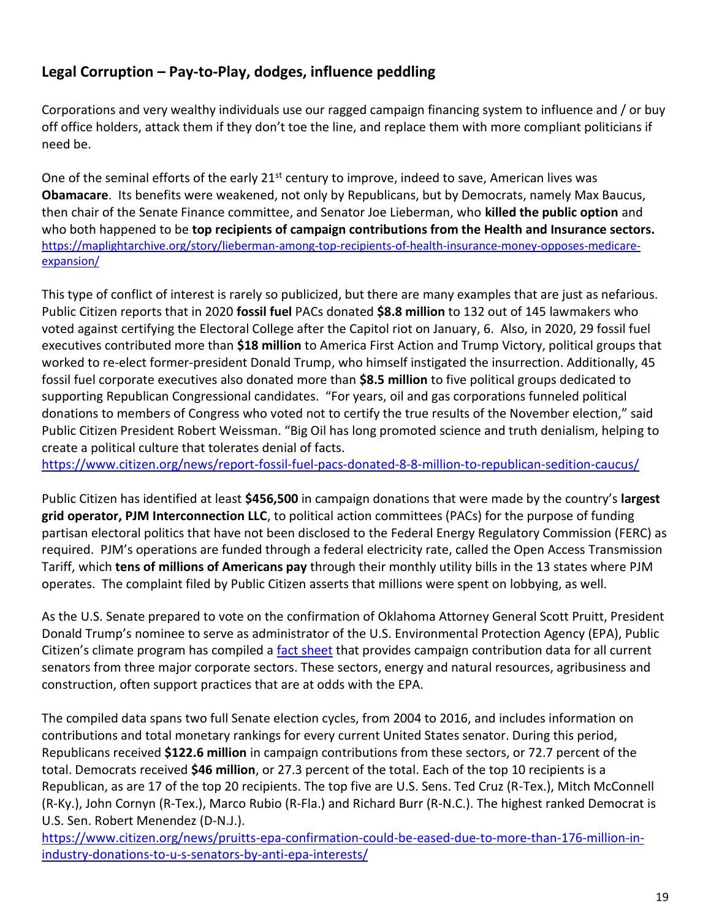## Legal Corruption – Pay-to-Play, dodges, influence peddling

Corporations and very wealthy individuals use our ragged campaign financing system to influence and / or buy off office holders, attack them if they don't toe the line, and replace them with more compliant politicians if need be.

One of the seminal efforts of the early 21st century to improve, indeed to save, American lives was **Obamacare**. Its benefits were weakened, not only by Republicans, but by Democrats, namely Max Baucus, then chair of the Senate Finance committee, and Senator Joe Lieberman, who **killed the public option** and who both happened to be **top recipients of campaign contributions from the Health and Insurance sectors.** https://maplightarchive.org/story/lieberman-among-top-recipients-of-health-insurance-money-opposes-medicare-expansion/

This type of conflict of interest is rarely so publicized, but there are many examples that are just as nefarious. Public Citizen reports that in 2020 **fossil fuel** PACs donated **$8.8 million** to 132 out of 145 lawmakers who voted against certifying the Electoral College after the Capitol riot on January, 6. Also, in 2020, 29 fossil fuel executives contributed more than **$18 million** to America First Action and Trump Victory, political groups that worked to re-elect former-president Donald Trump, who himself instigated the insurrection. Additionally, 45 fossil fuel corporate executives also donated more than **$8.5 million** to five political groups dedicated to supporting Republican Congressional candidates. "For years, oil and gas corporations funneled political donations to members of Congress who voted not to certify the true results of the November election," said Public Citizen President Robert Weissman. "Big Oil has long promoted science and truth denialism, helping to create a political culture that tolerates denial of facts.
https://www.citizen.org/news/report-fossil-fuel-pacs-donated-8-8-million-to-republican-sedition-caucus/

Public Citizen has identified at least **$456,500** in campaign donations that were made by the country's **largest grid operator, PJM Interconnection LLC**, to political action committees (PACs) for the purpose of funding partisan electoral politics that have not been disclosed to the Federal Energy Regulatory Commission (FERC) as required. PJM's operations are funded through a federal electricity rate, called the Open Access Transmission Tariff, which **tens of millions of Americans pay** through their monthly utility bills in the 13 states where PJM operates. The complaint filed by Public Citizen asserts that millions were spent on lobbying, as well.

As the U.S. Senate prepared to vote on the confirmation of Oklahoma Attorney General Scott Pruitt, President Donald Trump's nominee to serve as administrator of the U.S. Environmental Protection Agency (EPA), Public Citizen's climate program has compiled a fact sheet that provides campaign contribution data for all current senators from three major corporate sectors. These sectors, energy and natural resources, agribusiness and construction, often support practices that are at odds with the EPA.

The compiled data spans two full Senate election cycles, from 2004 to 2016, and includes information on contributions and total monetary rankings for every current United States senator. During this period, Republicans received **$122.6 million** in campaign contributions from these sectors, or 72.7 percent of the total. Democrats received **$46 million**, or 27.3 percent of the total. Each of the top 10 recipients is a Republican, as are 17 of the top 20 recipients. The top five are U.S. Sens. Ted Cruz (R-Tex.), Mitch McConnell (R-Ky.), John Cornyn (R-Tex.), Marco Rubio (R-Fla.) and Richard Burr (R-N.C.). The highest ranked Democrat is U.S. Sen. Robert Menendez (D-N.J.).
https://www.citizen.org/news/pruitts-epa-confirmation-could-be-eased-due-to-more-than-176-million-in-industry-donations-to-u-s-senators-by-anti-epa-interests/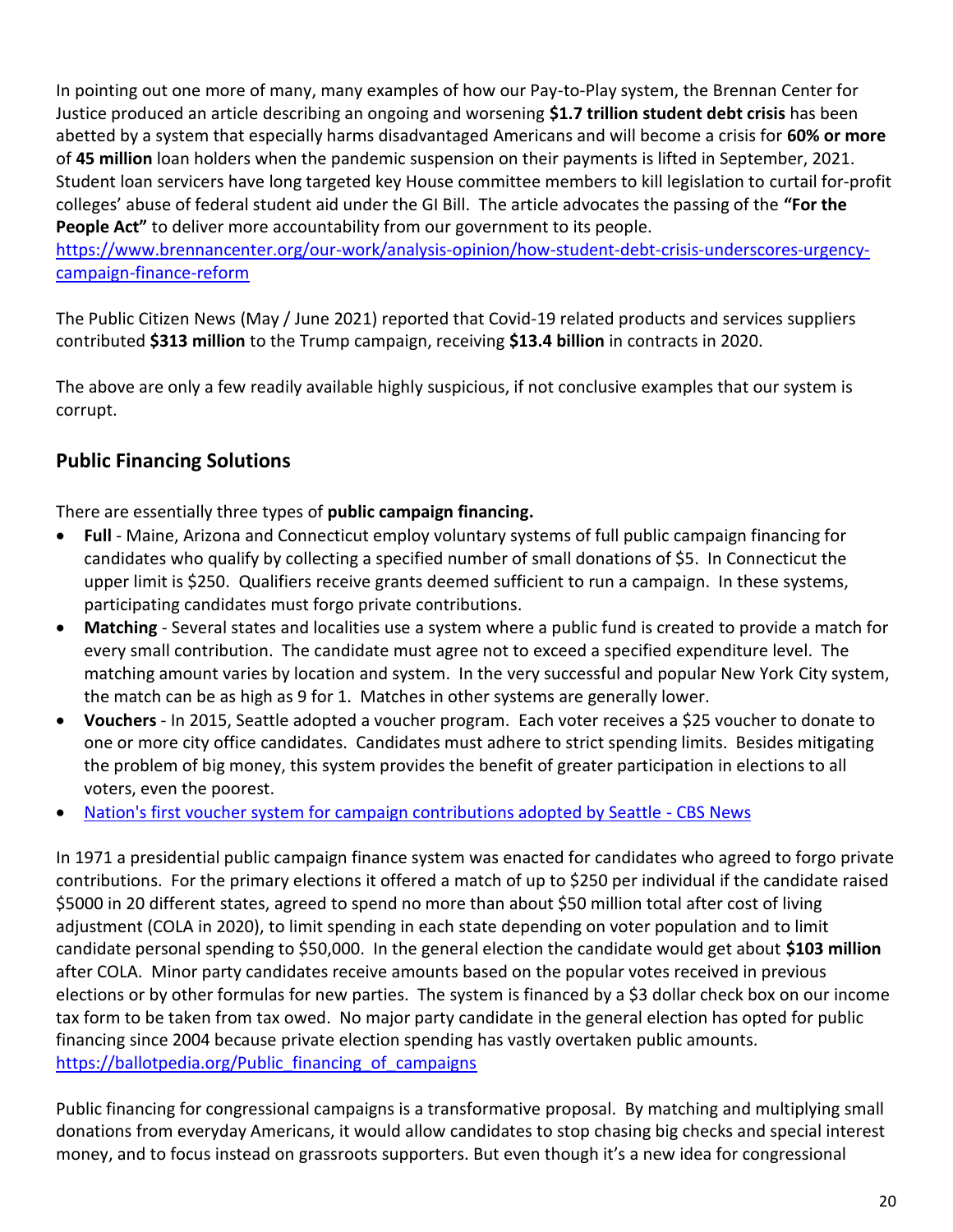In pointing out one more of many, many examples of how our Pay-to-Play system, the Brennan Center for Justice produced an article describing an ongoing and worsening **$1.7 trillion student debt crisis** has been abetted by a system that especially harms disadvantaged Americans and will become a crisis for **60% or more** of **45 million** loan holders when the pandemic suspension on their payments is lifted in September, 2021. Student loan servicers have long targeted key House committee members to kill legislation to curtail for-profit colleges' abuse of federal student aid under the GI Bill. The article advocates the passing of the **"For the People Act"** to deliver more accountability from our government to its people.
[https://www.brennancenter.org/our-work/analysis-opinion/how-student-debt-crisis-underscores-urgency-campaign-finance-reform](https://www.brennancenter.org/our-work/analysis-opinion/how-student-debt-crisis-underscores-urgency-campaign-finance-reform)

The Public Citizen News (May / June 2021) reported that Covid-19 related products and services suppliers contributed **$313 million** to the Trump campaign, receiving **$13.4 billion** in contracts in 2020.

The above are only a few readily available highly suspicious, if not conclusive examples that our system is corrupt.

## Public Financing Solutions

There are essentially three types of **public campaign financing.**

- **Full** - Maine, Arizona and Connecticut employ voluntary systems of full public campaign financing for candidates who qualify by collecting a specified number of small donations of $5. In Connecticut the upper limit is $250. Qualifiers receive grants deemed sufficient to run a campaign. In these systems, participating candidates must forgo private contributions.
- **Matching** - Several states and localities use a system where a public fund is created to provide a match for every small contribution. The candidate must agree not to exceed a specified expenditure level. The matching amount varies by location and system. In the very successful and popular New York City system, the match can be as high as 9 for 1. Matches in other systems are generally lower.
- **Vouchers** - In 2015, Seattle adopted a voucher program. Each voter receives a $25 voucher to donate to one or more city office candidates. Candidates must adhere to strict spending limits. Besides mitigating the problem of big money, this system provides the benefit of greater participation in elections to all voters, even the poorest.
- [Nation's first voucher system for campaign contributions adopted by Seattle - CBS News]()

In 1971 a presidential public campaign finance system was enacted for candidates who agreed to forgo private contributions. For the primary elections it offered a match of up to $250 per individual if the candidate raised $5000 in 20 different states, agreed to spend no more than about $50 million total after cost of living adjustment (COLA in 2020), to limit spending in each state depending on voter population and to limit candidate personal spending to $50,000. In the general election the candidate would get about **$103 million** after COLA. Minor party candidates receive amounts based on the popular votes received in previous elections or by other formulas for new parties. The system is financed by a $3 dollar check box on our income tax form to be taken from tax owed. No major party candidate in the general election has opted for public financing since 2004 because private election spending has vastly overtaken public amounts.
[https://ballotpedia.org/Public_financing_of_campaigns](https://ballotpedia.org/Public_financing_of_campaigns)

Public financing for congressional campaigns is a transformative proposal. By matching and multiplying small donations from everyday Americans, it would allow candidates to stop chasing big checks and special interest money, and to focus instead on grassroots supporters. But even though it's a new idea for congressional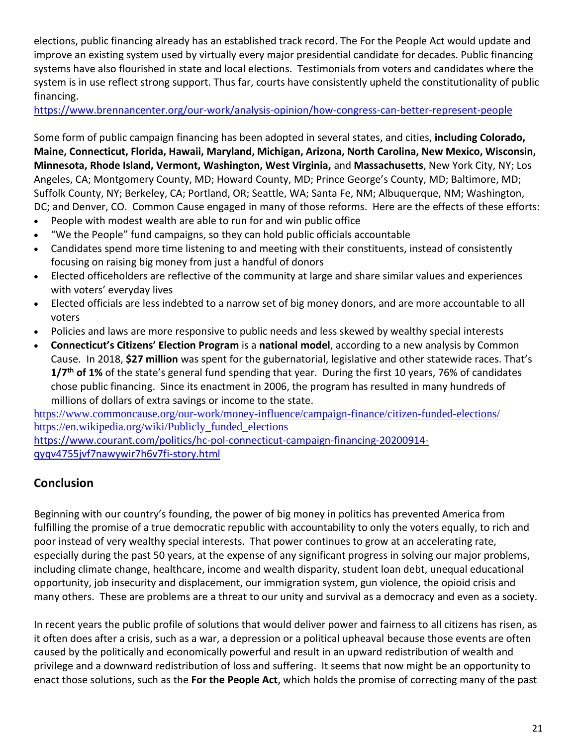elections, public financing already has an established track record. The For the People Act would update and improve an existing system used by virtually every major presidential candidate for decades. Public financing systems have also flourished in state and local elections. Testimonials from voters and candidates where the system is in use reflect strong support. Thus far, courts have consistently upheld the constitutionality of public financing.
https://www.brennancenter.org/our-work/analysis-opinion/how-congress-can-better-represent-people

Some form of public campaign financing has been adopted in several states, and cities, **including Colorado, Maine, Connecticut, Florida, Hawaii, Maryland, Michigan, Arizona, North Carolina, New Mexico, Wisconsin, Minnesota, Rhode Island, Vermont, Washington, West Virginia,** and **Massachusetts**, New York City, NY; Los Angeles, CA; Montgomery County, MD; Howard County, MD; Prince George's County, MD; Baltimore, MD; Suffolk County, NY; Berkeley, CA; Portland, OR; Seattle, WA; Santa Fe, NM; Albuquerque, NM; Washington, DC; and Denver, CO. Common Cause engaged in many of those reforms. Here are the effects of these efforts:

- People with modest wealth are able to run for and win public office
- "We the People" fund campaigns, so they can hold public officials accountable
- Candidates spend more time listening to and meeting with their constituents, instead of consistently focusing on raising big money from just a handful of donors
- Elected officeholders are reflective of the community at large and share similar values and experiences with voters' everyday lives
- Elected officials are less indebted to a narrow set of big money donors, and are more accountable to all voters
- Policies and laws are more responsive to public needs and less skewed by wealthy special interests
- **Connecticut's Citizens' Election Program** is a **national model**, according to a new analysis by Common Cause. In 2018, **$27 million** was spent for the gubernatorial, legislative and other statewide races. That's **1/7th of 1%** of the state's general fund spending that year. During the first 10 years, 76% of candidates chose public financing. Since its enactment in 2006, the program has resulted in many hundreds of millions of dollars of extra savings or income to the state.

https://www.commoncause.org/our-work/money-influence/campaign-finance/citizen-funded-elections/
https://en.wikipedia.org/wiki/Publicly_funded_elections
https://www.courant.com/politics/hc-pol-connecticut-campaign-financing-20200914-qyqv4755jvf7nawywir7h6v7fi-story.html

## Conclusion

Beginning with our country's founding, the power of big money in politics has prevented America from fulfilling the promise of a true democratic republic with accountability to only the voters equally, to rich and poor instead of very wealthy special interests. That power continues to grow at an accelerating rate, especially during the past 50 years, at the expense of any significant progress in solving our major problems, including climate change, healthcare, income and wealth disparity, student loan debt, unequal educational opportunity, job insecurity and displacement, our immigration system, gun violence, the opioid crisis and many others. These are problems are a threat to our unity and survival as a democracy and even as a society.

In recent years the public profile of solutions that would deliver power and fairness to all citizens has risen, as it often does after a crisis, such as a war, a depression or a political upheaval because those events are often caused by the politically and economically powerful and result in an upward redistribution of wealth and privilege and a downward redistribution of loss and suffering. It seems that now might be an opportunity to enact those solutions, such as the **For the People Act**, which holds the promise of correcting many of the past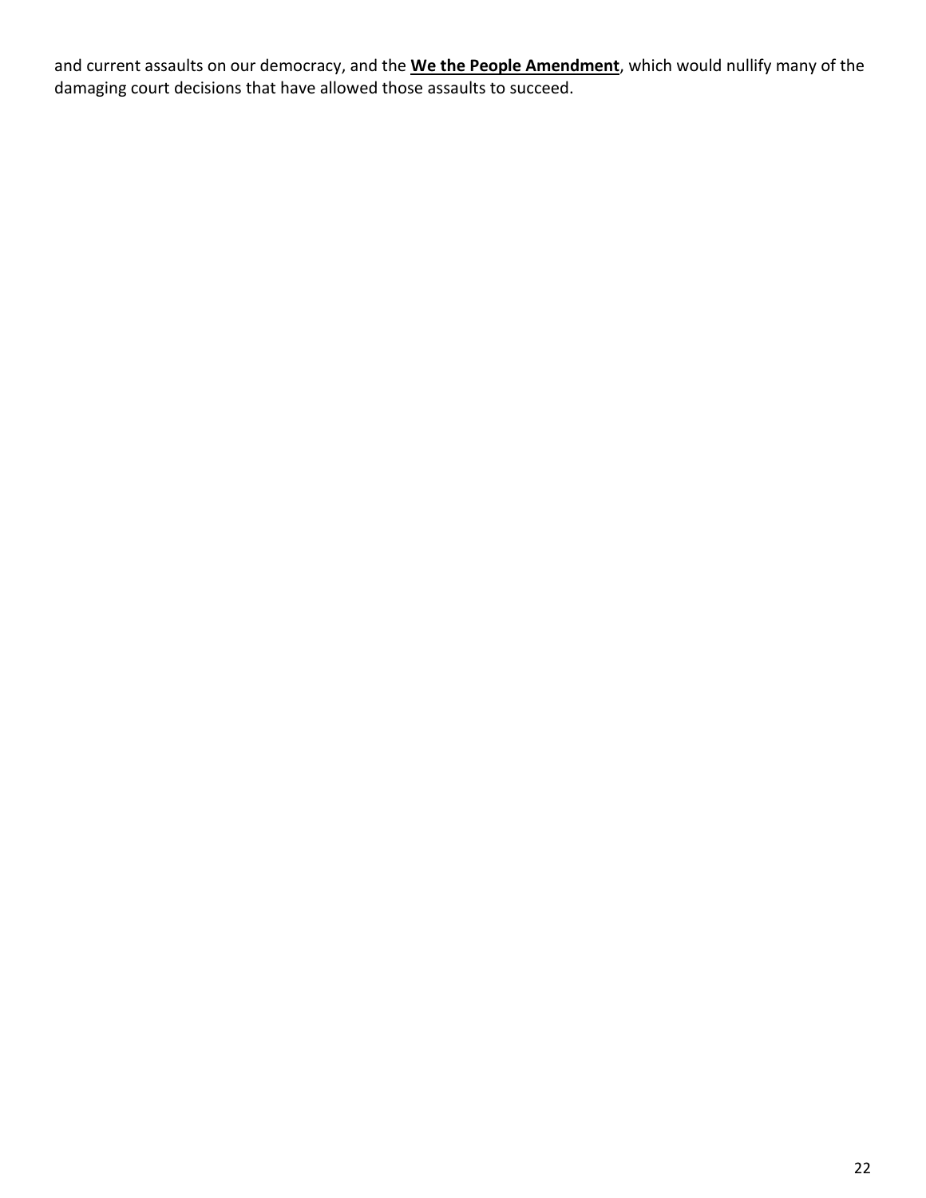and current assaults on our democracy, and the **We the People Amendment**, which would nullify many of the damaging court decisions that have allowed those assaults to succeed.